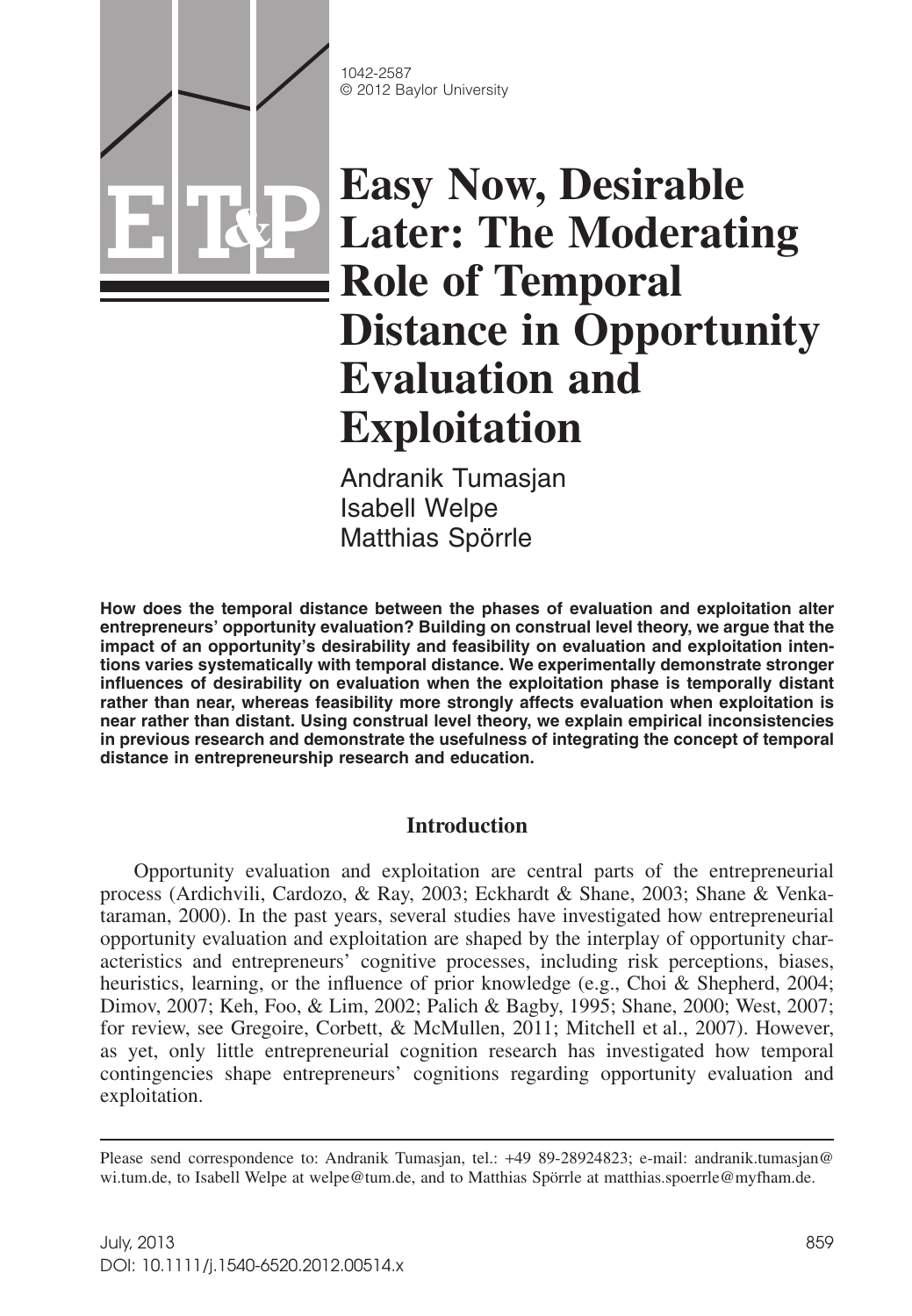1042-2587
© 2012 Baylor University

# Easy Now, Desirable Later: The Moderating Role of Temporal Distance in Opportunity Evaluation and Exploitation

Andranik Tumasjan
Isabell Welpe
Matthias Spörrle

**How does the temporal distance between the phases of evaluation and exploitation alter entrepreneurs' opportunity evaluation? Building on construal level theory, we argue that the impact of an opportunity's desirability and feasibility on evaluation and exploitation intentions varies systematically with temporal distance. We experimentally demonstrate stronger influences of desirability on evaluation when the exploitation phase is temporally distant rather than near, whereas feasibility more strongly affects evaluation when exploitation is near rather than distant. Using construal level theory, we explain empirical inconsistencies in previous research and demonstrate the usefulness of integrating the concept of temporal distance in entrepreneurship research and education.**

## Introduction

Opportunity evaluation and exploitation are central parts of the entrepreneurial process (Ardichvili, Cardozo, & Ray, 2003; Eckhardt & Shane, 2003; Shane & Venkataraman, 2000). In the past years, several studies have investigated how entrepreneurial opportunity evaluation and exploitation are shaped by the interplay of opportunity characteristics and entrepreneurs' cognitive processes, including risk perceptions, biases, heuristics, learning, or the influence of prior knowledge (e.g., Choi & Shepherd, 2004; Dimov, 2007; Keh, Foo, & Lim, 2002; Palich & Bagby, 1995; Shane, 2000; West, 2007; for review, see Gregoire, Corbett, & McMullen, 2011; Mitchell et al., 2007). However, as yet, only little entrepreneurial cognition research has investigated how temporal contingencies shape entrepreneurs' cognitions regarding opportunity evaluation and exploitation.

Please send correspondence to: Andranik Tumasjan, tel.: +49 89-28924823; e-mail: andranik.tumasjan@wi.tum.de, to Isabell Welpe at welpe@tum.de, and to Matthias Spörrle at matthias.spoerrle@myfham.de.

July, 2013
DOI: 10.1111/j.1540-6520.2012.00514.x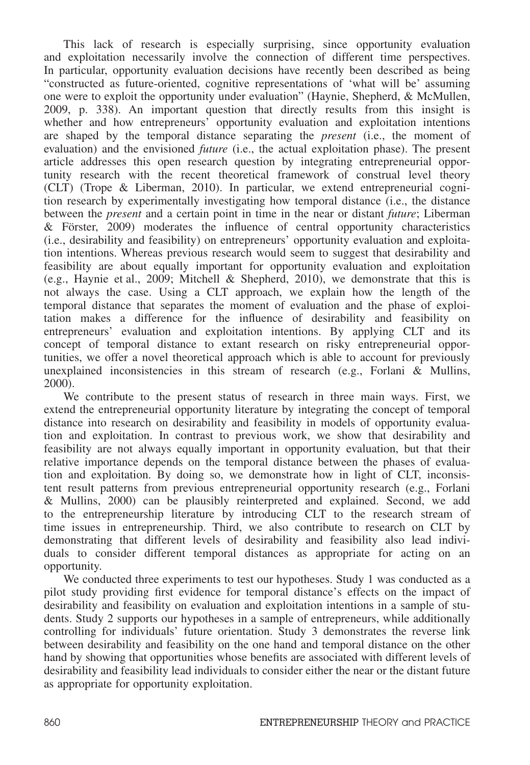This lack of research is especially surprising, since opportunity evaluation and exploitation necessarily involve the connection of different time perspectives. In particular, opportunity evaluation decisions have recently been described as being "constructed as future-oriented, cognitive representations of 'what will be' assuming one were to exploit the opportunity under evaluation" (Haynie, Shepherd, & McMullen, 2009, p. 338). An important question that directly results from this insight is whether and how entrepreneurs' opportunity evaluation and exploitation intentions are shaped by the temporal distance separating the *present* (i.e., the moment of evaluation) and the envisioned *future* (i.e., the actual exploitation phase). The present article addresses this open research question by integrating entrepreneurial opportunity research with the recent theoretical framework of construal level theory (CLT) (Trope & Liberman, 2010). In particular, we extend entrepreneurial cognition research by experimentally investigating how temporal distance (i.e., the distance between the *present* and a certain point in time in the near or distant *future*; Liberman & Förster, 2009) moderates the influence of central opportunity characteristics (i.e., desirability and feasibility) on entrepreneurs' opportunity evaluation and exploitation intentions. Whereas previous research would seem to suggest that desirability and feasibility are about equally important for opportunity evaluation and exploitation (e.g., Haynie et al., 2009; Mitchell & Shepherd, 2010), we demonstrate that this is not always the case. Using a CLT approach, we explain how the length of the temporal distance that separates the moment of evaluation and the phase of exploitation makes a difference for the influence of desirability and feasibility on entrepreneurs' evaluation and exploitation intentions. By applying CLT and its concept of temporal distance to extant research on risky entrepreneurial opportunities, we offer a novel theoretical approach which is able to account for previously unexplained inconsistencies in this stream of research (e.g., Forlani & Mullins, 2000).

We contribute to the present status of research in three main ways. First, we extend the entrepreneurial opportunity literature by integrating the concept of temporal distance into research on desirability and feasibility in models of opportunity evaluation and exploitation. In contrast to previous work, we show that desirability and feasibility are not always equally important in opportunity evaluation, but that their relative importance depends on the temporal distance between the phases of evaluation and exploitation. By doing so, we demonstrate how in light of CLT, inconsistent result patterns from previous entrepreneurial opportunity research (e.g., Forlani & Mullins, 2000) can be plausibly reinterpreted and explained. Second, we add to the entrepreneurship literature by introducing CLT to the research stream of time issues in entrepreneurship. Third, we also contribute to research on CLT by demonstrating that different levels of desirability and feasibility also lead individuals to consider different temporal distances as appropriate for acting on an opportunity.

We conducted three experiments to test our hypotheses. Study 1 was conducted as a pilot study providing first evidence for temporal distance's effects on the impact of desirability and feasibility on evaluation and exploitation intentions in a sample of students. Study 2 supports our hypotheses in a sample of entrepreneurs, while additionally controlling for individuals' future orientation. Study 3 demonstrates the reverse link between desirability and feasibility on the one hand and temporal distance on the other hand by showing that opportunities whose benefits are associated with different levels of desirability and feasibility lead individuals to consider either the near or the distant future as appropriate for opportunity exploitation.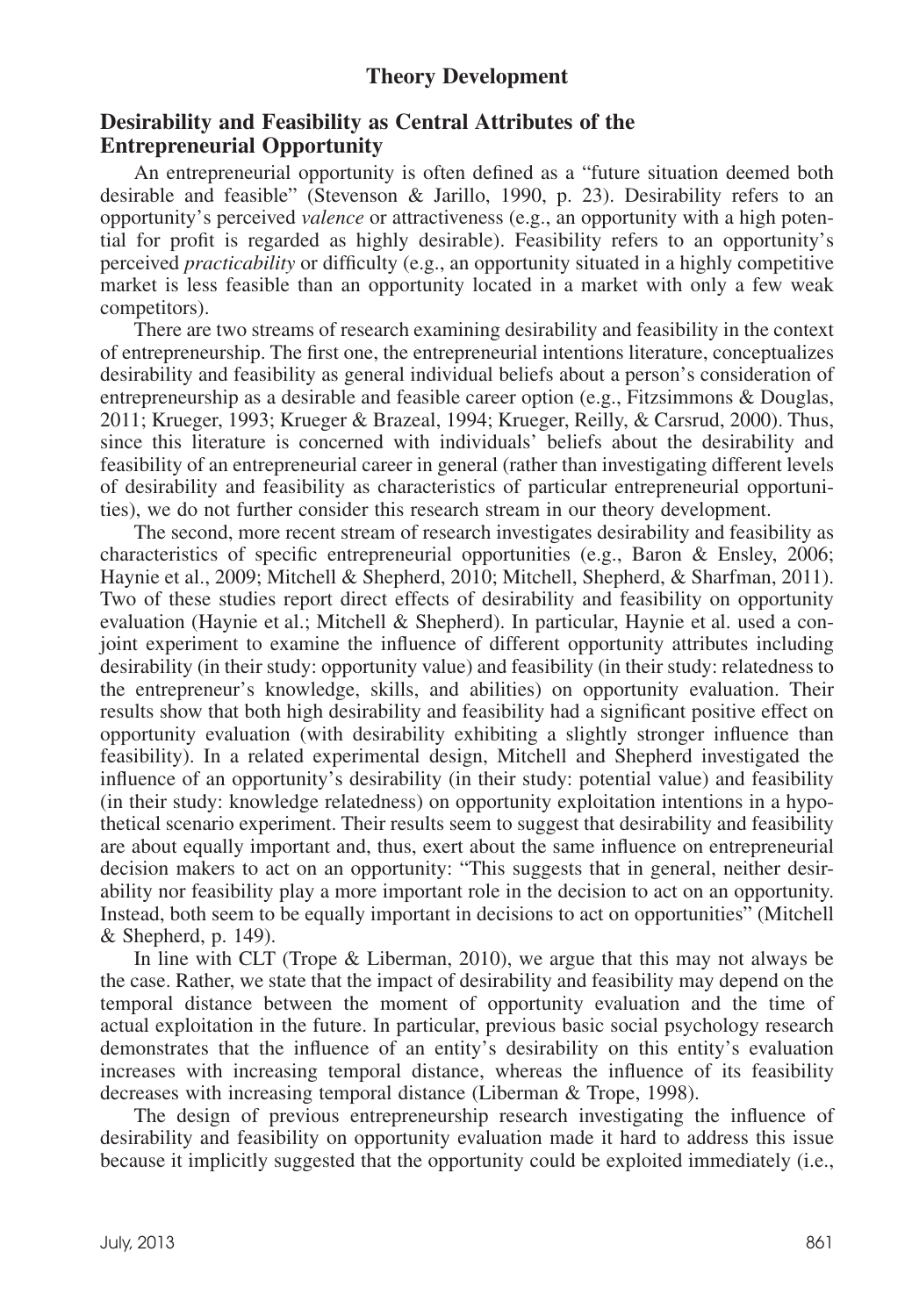## Theory Development

### Desirability and Feasibility as Central Attributes of the Entrepreneurial Opportunity

An entrepreneurial opportunity is often defined as a "future situation deemed both desirable and feasible" (Stevenson & Jarillo, 1990, p. 23). Desirability refers to an opportunity's perceived *valence* or attractiveness (e.g., an opportunity with a high potential for profit is regarded as highly desirable). Feasibility refers to an opportunity's perceived *practicability* or difficulty (e.g., an opportunity situated in a highly competitive market is less feasible than an opportunity located in a market with only a few weak competitors).

There are two streams of research examining desirability and feasibility in the context of entrepreneurship. The first one, the entrepreneurial intentions literature, conceptualizes desirability and feasibility as general individual beliefs about a person's consideration of entrepreneurship as a desirable and feasible career option (e.g., Fitzsimmons & Douglas, 2011; Krueger, 1993; Krueger & Brazeal, 1994; Krueger, Reilly, & Carsrud, 2000). Thus, since this literature is concerned with individuals' beliefs about the desirability and feasibility of an entrepreneurial career in general (rather than investigating different levels of desirability and feasibility as characteristics of particular entrepreneurial opportunities), we do not further consider this research stream in our theory development.

The second, more recent stream of research investigates desirability and feasibility as characteristics of specific entrepreneurial opportunities (e.g., Baron & Ensley, 2006; Haynie et al., 2009; Mitchell & Shepherd, 2010; Mitchell, Shepherd, & Sharfman, 2011). Two of these studies report direct effects of desirability and feasibility on opportunity evaluation (Haynie et al.; Mitchell & Shepherd). In particular, Haynie et al. used a conjoint experiment to examine the influence of different opportunity attributes including desirability (in their study: opportunity value) and feasibility (in their study: relatedness to the entrepreneur's knowledge, skills, and abilities) on opportunity evaluation. Their results show that both high desirability and feasibility had a significant positive effect on opportunity evaluation (with desirability exhibiting a slightly stronger influence than feasibility). In a related experimental design, Mitchell and Shepherd investigated the influence of an opportunity's desirability (in their study: potential value) and feasibility (in their study: knowledge relatedness) on opportunity exploitation intentions in a hypothetical scenario experiment. Their results seem to suggest that desirability and feasibility are about equally important and, thus, exert about the same influence on entrepreneurial decision makers to act on an opportunity: "This suggests that in general, neither desirability nor feasibility play a more important role in the decision to act on an opportunity. Instead, both seem to be equally important in decisions to act on opportunities" (Mitchell & Shepherd, p. 149).

In line with CLT (Trope & Liberman, 2010), we argue that this may not always be the case. Rather, we state that the impact of desirability and feasibility may depend on the temporal distance between the moment of opportunity evaluation and the time of actual exploitation in the future. In particular, previous basic social psychology research demonstrates that the influence of an entity's desirability on this entity's evaluation increases with increasing temporal distance, whereas the influence of its feasibility decreases with increasing temporal distance (Liberman & Trope, 1998).

The design of previous entrepreneurship research investigating the influence of desirability and feasibility on opportunity evaluation made it hard to address this issue because it implicitly suggested that the opportunity could be exploited immediately (i.e.,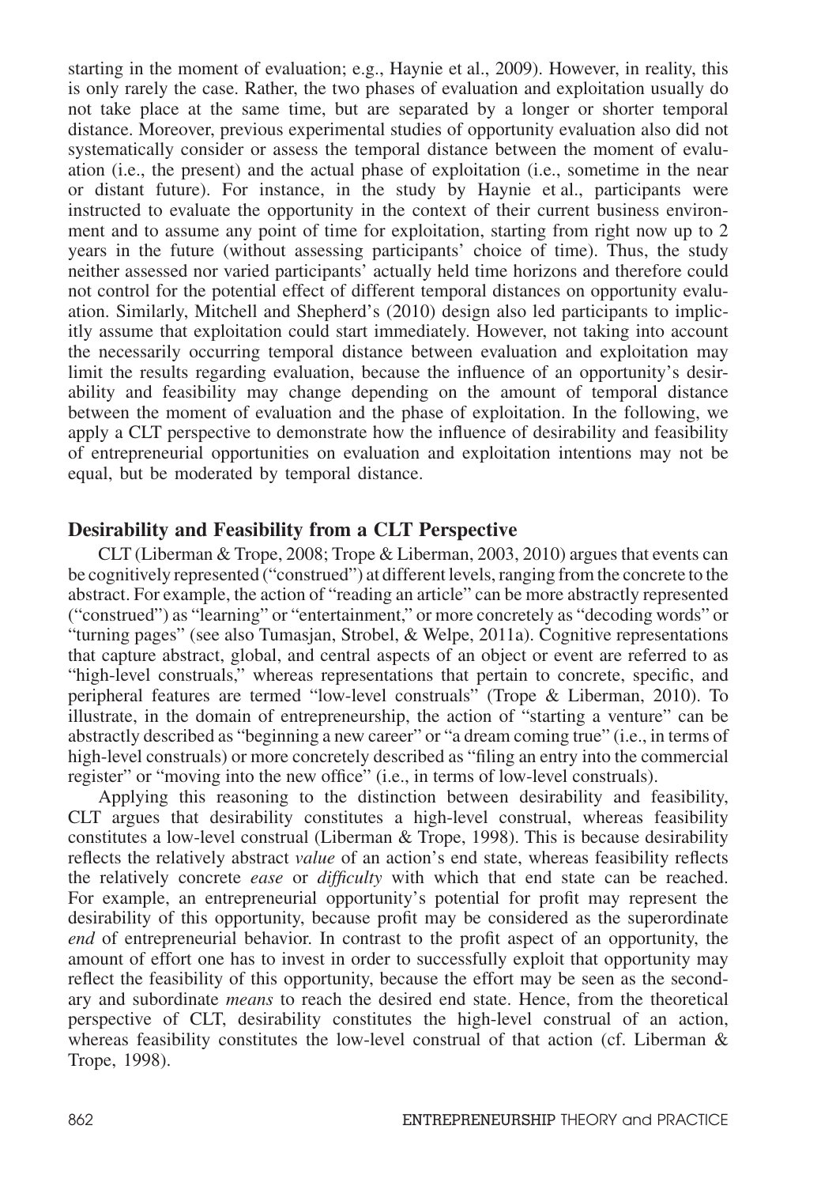starting in the moment of evaluation; e.g., Haynie et al., 2009). However, in reality, this is only rarely the case. Rather, the two phases of evaluation and exploitation usually do not take place at the same time, but are separated by a longer or shorter temporal distance. Moreover, previous experimental studies of opportunity evaluation also did not systematically consider or assess the temporal distance between the moment of evaluation (i.e., the present) and the actual phase of exploitation (i.e., sometime in the near or distant future). For instance, in the study by Haynie et al., participants were instructed to evaluate the opportunity in the context of their current business environment and to assume any point of time for exploitation, starting from right now up to 2 years in the future (without assessing participants' choice of time). Thus, the study neither assessed nor varied participants' actually held time horizons and therefore could not control for the potential effect of different temporal distances on opportunity evaluation. Similarly, Mitchell and Shepherd's (2010) design also led participants to implicitly assume that exploitation could start immediately. However, not taking into account the necessarily occurring temporal distance between evaluation and exploitation may limit the results regarding evaluation, because the influence of an opportunity's desirability and feasibility may change depending on the amount of temporal distance between the moment of evaluation and the phase of exploitation. In the following, we apply a CLT perspective to demonstrate how the influence of desirability and feasibility of entrepreneurial opportunities on evaluation and exploitation intentions may not be equal, but be moderated by temporal distance.

## Desirability and Feasibility from a CLT Perspective

CLT (Liberman & Trope, 2008; Trope & Liberman, 2003, 2010) argues that events can be cognitively represented ("construed") at different levels, ranging from the concrete to the abstract. For example, the action of "reading an article" can be more abstractly represented ("construed") as "learning" or "entertainment," or more concretely as "decoding words" or "turning pages" (see also Tumasjan, Strobel, & Welpe, 2011a). Cognitive representations that capture abstract, global, and central aspects of an object or event are referred to as "high-level construals," whereas representations that pertain to concrete, specific, and peripheral features are termed "low-level construals" (Trope & Liberman, 2010). To illustrate, in the domain of entrepreneurship, the action of "starting a venture" can be abstractly described as "beginning a new career" or "a dream coming true" (i.e., in terms of high-level construals) or more concretely described as "filing an entry into the commercial register" or "moving into the new office" (i.e., in terms of low-level construals).

Applying this reasoning to the distinction between desirability and feasibility, CLT argues that desirability constitutes a high-level construal, whereas feasibility constitutes a low-level construal (Liberman & Trope, 1998). This is because desirability reflects the relatively abstract *value* of an action's end state, whereas feasibility reflects the relatively concrete *ease* or *difficulty* with which that end state can be reached. For example, an entrepreneurial opportunity's potential for profit may represent the desirability of this opportunity, because profit may be considered as the superordinate *end* of entrepreneurial behavior. In contrast to the profit aspect of an opportunity, the amount of effort one has to invest in order to successfully exploit that opportunity may reflect the feasibility of this opportunity, because the effort may be seen as the secondary and subordinate *means* to reach the desired end state. Hence, from the theoretical perspective of CLT, desirability constitutes the high-level construal of an action, whereas feasibility constitutes the low-level construal of that action (cf. Liberman & Trope, 1998).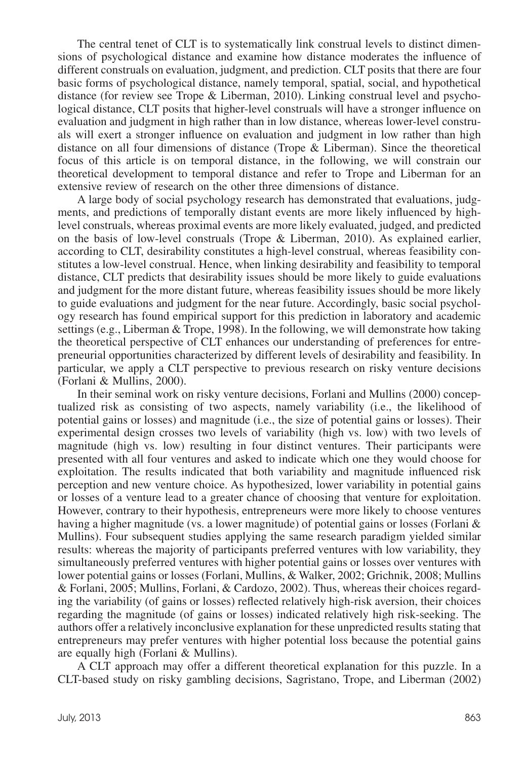The central tenet of CLT is to systematically link construal levels to distinct dimensions of psychological distance and examine how distance moderates the influence of different construals on evaluation, judgment, and prediction. CLT posits that there are four basic forms of psychological distance, namely temporal, spatial, social, and hypothetical distance (for review see Trope & Liberman, 2010). Linking construal level and psychological distance, CLT posits that higher-level construals will have a stronger influence on evaluation and judgment in high rather than in low distance, whereas lower-level construals will exert a stronger influence on evaluation and judgment in low rather than high distance on all four dimensions of distance (Trope & Liberman). Since the theoretical focus of this article is on temporal distance, in the following, we will constrain our theoretical development to temporal distance and refer to Trope and Liberman for an extensive review of research on the other three dimensions of distance.

A large body of social psychology research has demonstrated that evaluations, judgments, and predictions of temporally distant events are more likely influenced by high-level construals, whereas proximal events are more likely evaluated, judged, and predicted on the basis of low-level construals (Trope & Liberman, 2010). As explained earlier, according to CLT, desirability constitutes a high-level construal, whereas feasibility constitutes a low-level construal. Hence, when linking desirability and feasibility to temporal distance, CLT predicts that desirability issues should be more likely to guide evaluations and judgment for the more distant future, whereas feasibility issues should be more likely to guide evaluations and judgment for the near future. Accordingly, basic social psychology research has found empirical support for this prediction in laboratory and academic settings (e.g., Liberman & Trope, 1998). In the following, we will demonstrate how taking the theoretical perspective of CLT enhances our understanding of preferences for entrepreneurial opportunities characterized by different levels of desirability and feasibility. In particular, we apply a CLT perspective to previous research on risky venture decisions (Forlani & Mullins, 2000).

In their seminal work on risky venture decisions, Forlani and Mullins (2000) conceptualized risk as consisting of two aspects, namely variability (i.e., the likelihood of potential gains or losses) and magnitude (i.e., the size of potential gains or losses). Their experimental design crosses two levels of variability (high vs. low) with two levels of magnitude (high vs. low) resulting in four distinct ventures. Their participants were presented with all four ventures and asked to indicate which one they would choose for exploitation. The results indicated that both variability and magnitude influenced risk perception and new venture choice. As hypothesized, lower variability in potential gains or losses of a venture lead to a greater chance of choosing that venture for exploitation. However, contrary to their hypothesis, entrepreneurs were more likely to choose ventures having a higher magnitude (vs. a lower magnitude) of potential gains or losses (Forlani & Mullins). Four subsequent studies applying the same research paradigm yielded similar results: whereas the majority of participants preferred ventures with low variability, they simultaneously preferred ventures with higher potential gains or losses over ventures with lower potential gains or losses (Forlani, Mullins, & Walker, 2002; Grichnik, 2008; Mullins & Forlani, 2005; Mullins, Forlani, & Cardozo, 2002). Thus, whereas their choices regarding the variability (of gains or losses) reflected relatively high-risk aversion, their choices regarding the magnitude (of gains or losses) indicated relatively high risk-seeking. The authors offer a relatively inconclusive explanation for these unpredicted results stating that entrepreneurs may prefer ventures with higher potential loss because the potential gains are equally high (Forlani & Mullins).

A CLT approach may offer a different theoretical explanation for this puzzle. In a CLT-based study on risky gambling decisions, Sagristano, Trope, and Liberman (2002)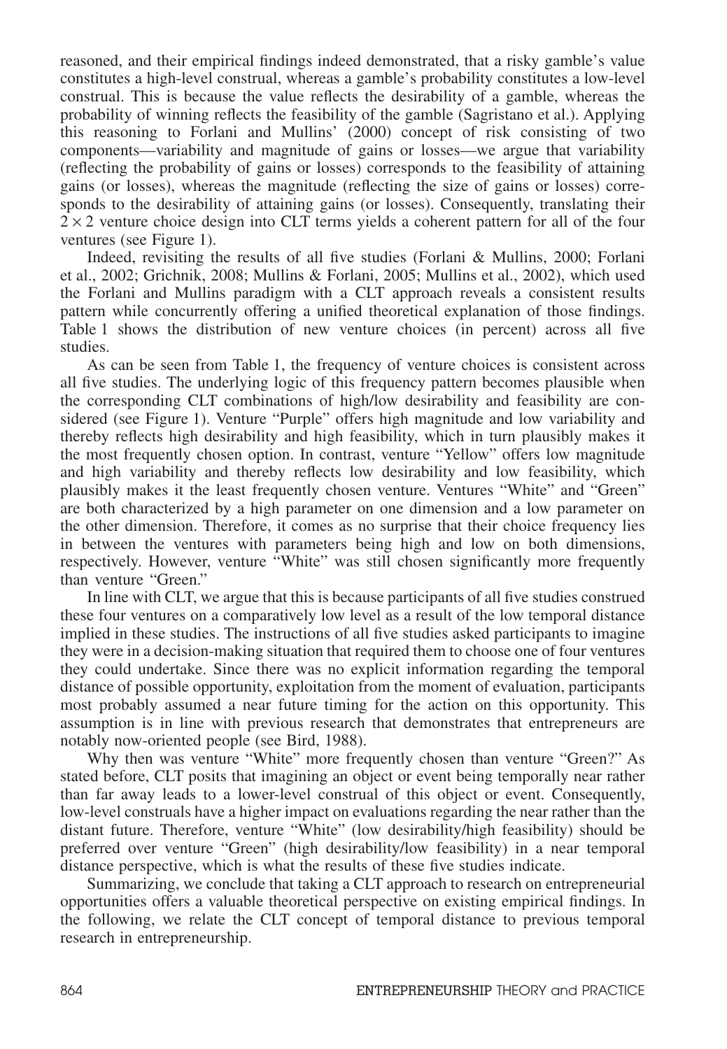reasoned, and their empirical findings indeed demonstrated, that a risky gamble's value constitutes a high-level construal, whereas a gamble's probability constitutes a low-level construal. This is because the value reflects the desirability of a gamble, whereas the probability of winning reflects the feasibility of the gamble (Sagristano et al.). Applying this reasoning to Forlani and Mullins' (2000) concept of risk consisting of two components—variability and magnitude of gains or losses—we argue that variability (reflecting the probability of gains or losses) corresponds to the feasibility of attaining gains (or losses), whereas the magnitude (reflecting the size of gains or losses) corresponds to the desirability of attaining gains (or losses). Consequently, translating their $2 \times 2$ venture choice design into CLT terms yields a coherent pattern for all of the four ventures (see Figure 1).

Indeed, revisiting the results of all five studies (Forlani & Mullins, 2000; Forlani et al., 2002; Grichnik, 2008; Mullins & Forlani, 2005; Mullins et al., 2002), which used the Forlani and Mullins paradigm with a CLT approach reveals a consistent results pattern while concurrently offering a unified theoretical explanation of those findings. Table 1 shows the distribution of new venture choices (in percent) across all five studies.

As can be seen from Table 1, the frequency of venture choices is consistent across all five studies. The underlying logic of this frequency pattern becomes plausible when the corresponding CLT combinations of high/low desirability and feasibility are considered (see Figure 1). Venture "Purple" offers high magnitude and low variability and thereby reflects high desirability and high feasibility, which in turn plausibly makes it the most frequently chosen option. In contrast, venture "Yellow" offers low magnitude and high variability and thereby reflects low desirability and low feasibility, which plausibly makes it the least frequently chosen venture. Ventures "White" and "Green" are both characterized by a high parameter on one dimension and a low parameter on the other dimension. Therefore, it comes as no surprise that their choice frequency lies in between the ventures with parameters being high and low on both dimensions, respectively. However, venture "White" was still chosen significantly more frequently than venture "Green."

In line with CLT, we argue that this is because participants of all five studies construed these four ventures on a comparatively low level as a result of the low temporal distance implied in these studies. The instructions of all five studies asked participants to imagine they were in a decision-making situation that required them to choose one of four ventures they could undertake. Since there was no explicit information regarding the temporal distance of possible opportunity, exploitation from the moment of evaluation, participants most probably assumed a near future timing for the action on this opportunity. This assumption is in line with previous research that demonstrates that entrepreneurs are notably now-oriented people (see Bird, 1988).

Why then was venture "White" more frequently chosen than venture "Green?" As stated before, CLT posits that imagining an object or event being temporally near rather than far away leads to a lower-level construal of this object or event. Consequently, low-level construals have a higher impact on evaluations regarding the near rather than the distant future. Therefore, venture "White" (low desirability/high feasibility) should be preferred over venture "Green" (high desirability/low feasibility) in a near temporal distance perspective, which is what the results of these five studies indicate.

Summarizing, we conclude that taking a CLT approach to research on entrepreneurial opportunities offers a valuable theoretical perspective on existing empirical findings. In the following, we relate the CLT concept of temporal distance to previous temporal research in entrepreneurship.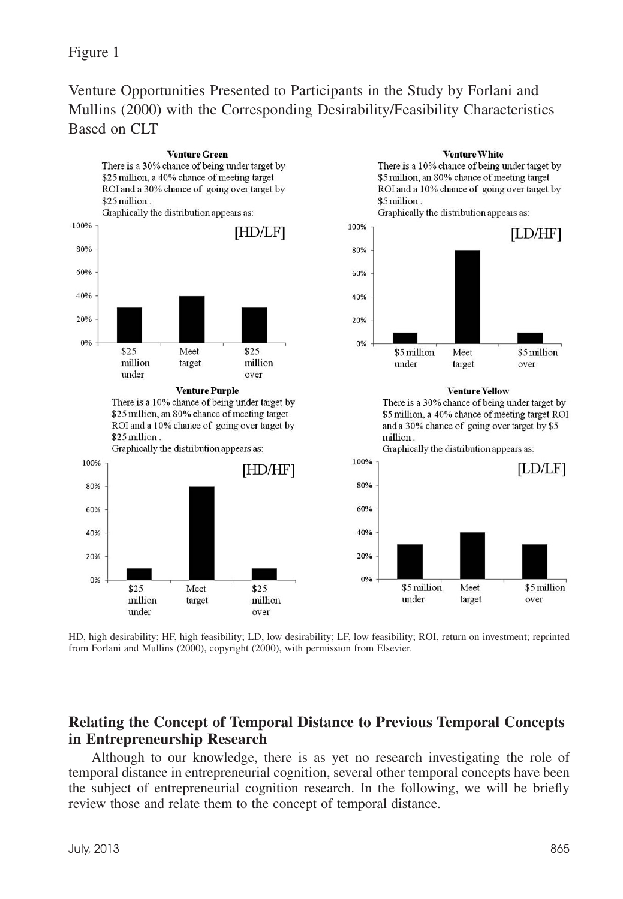Figure 1

Venture Opportunities Presented to Participants in the Study by Forlani and Mullins (2000) with the Corresponding Desirability/Feasibility Characteristics Based on CLT

**Venture Green**

There is a 30% chance of being under target by $25 million, a 40% chance of meeting target ROI and a 30% chance of going over target by $25 million.

Graphically the distribution appears as:

[HD/LF]

| | $25 million under | Meet target | $25 million over |
|---|---|---|---|
| Probability | 30% | 40% | 30% |

**Venture White**

There is a 10% chance of being under target by $5 million, an 80% chance of meeting target ROI and a 10% chance of going over target by $5 million.

Graphically the distribution appears as:

[LD/HF]

| | $5 million under | Meet target | $5 million over |
|---|---|---|---|
| Probability | 10% | 80% | 10% |

**Venture Purple**

There is a 10% chance of being under target by $25 million, an 80% chance of meeting target ROI and a 10% chance of going over target by $25 million.

Graphically the distribution appears as:

[HD/HF]

| | $25 million under | Meet target | $25 million over |
|---|---|---|---|
| Probability | 10% | 80% | 10% |

**Venture Yellow**

There is a 30% chance of being under target by $5 million, a 40% chance of meeting target ROI and a 30% chance of going over target by $5 million.

Graphically the distribution appears as:

[LD/LF]

| | $5 million under | Meet target | $5 million over |
|---|---|---|---|
| Probability | 30% | 40% | 30% |

HD, high desirability; HF, high feasibility; LD, low desirability; LF, low feasibility; ROI, return on investment; reprinted from Forlani and Mullins (2000), copyright (2000), with permission from Elsevier.

## Relating the Concept of Temporal Distance to Previous Temporal Concepts in Entrepreneurship Research

Although to our knowledge, there is as yet no research investigating the role of temporal distance in entrepreneurial cognition, several other temporal concepts have been the subject of entrepreneurial cognition research. In the following, we will be briefly review those and relate them to the concept of temporal distance.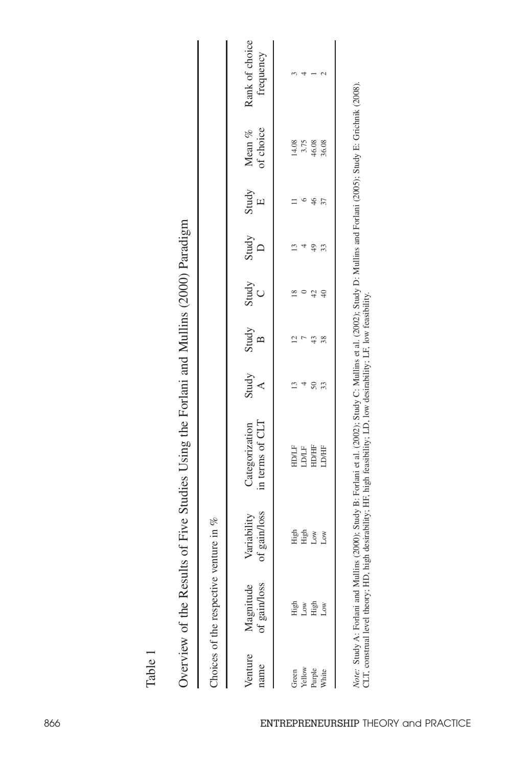Table 1

Overview of the Results of Five Studies Using the Forlani and Mullins (2000) Paradigm

| Venture name | Magnitude of gain/loss | Variability of gain/loss | Categorization in terms of CLT | Study A | Study B | Study C | Study D | Study E | Mean % of choice | Rank of choice frequency |
|---|---|---|---|---|---|---|---|---|---|---|
| Choices of the respective venture in % | | | | | | | | | | |
| Green | High | High | HD/LF | 13 | 12 | 18 | 13 | 11 | 14.08 | 3 |
| Yellow | Low | High | LD/LF | 4 | 7 | 0 | 4 | 6 | 3.75 | 4 |
| Purple | High | Low | HD/HF | 50 | 43 | 42 | 49 | 46 | 46.08 | 1 |
| White | Low | Low | LD/HF | 33 | 38 | 40 | 33 | 37 | 36.08 | 2 |

*Note:* Study A: Forlani and Mullins (2000); Study B: Forlani et al. (2002); Study C: Mullins et al. (2002); Study D: Mullins and Forlani (2005); Study E: Grichnik (2008).
CLT, construal level theory; HD, high desirability; HF, high feasibility; LD, low desirability; LF, low feasibility.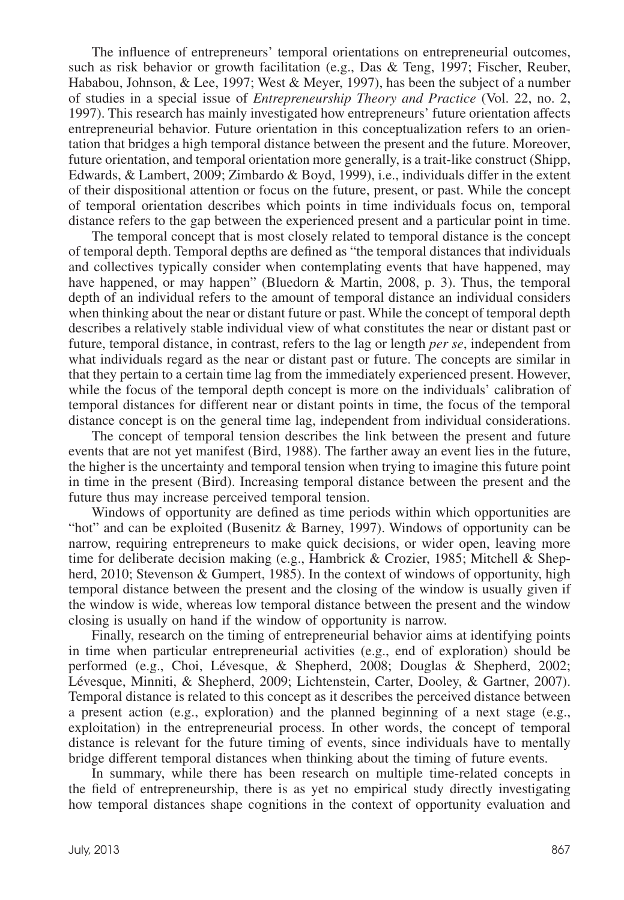The influence of entrepreneurs' temporal orientations on entrepreneurial outcomes, such as risk behavior or growth facilitation (e.g., Das & Teng, 1997; Fischer, Reuber, Hababou, Johnson, & Lee, 1997; West & Meyer, 1997), has been the subject of a number of studies in a special issue of *Entrepreneurship Theory and Practice* (Vol. 22, no. 2, 1997). This research has mainly investigated how entrepreneurs' future orientation affects entrepreneurial behavior. Future orientation in this conceptualization refers to an orientation that bridges a high temporal distance between the present and the future. Moreover, future orientation, and temporal orientation more generally, is a trait-like construct (Shipp, Edwards, & Lambert, 2009; Zimbardo & Boyd, 1999), i.e., individuals differ in the extent of their dispositional attention or focus on the future, present, or past. While the concept of temporal orientation describes which points in time individuals focus on, temporal distance refers to the gap between the experienced present and a particular point in time.

The temporal concept that is most closely related to temporal distance is the concept of temporal depth. Temporal depths are defined as "the temporal distances that individuals and collectives typically consider when contemplating events that have happened, may have happened, or may happen" (Bluedorn & Martin, 2008, p. 3). Thus, the temporal depth of an individual refers to the amount of temporal distance an individual considers when thinking about the near or distant future or past. While the concept of temporal depth describes a relatively stable individual view of what constitutes the near or distant past or future, temporal distance, in contrast, refers to the lag or length *per se*, independent from what individuals regard as the near or distant past or future. The concepts are similar in that they pertain to a certain time lag from the immediately experienced present. However, while the focus of the temporal depth concept is more on the individuals' calibration of temporal distances for different near or distant points in time, the focus of the temporal distance concept is on the general time lag, independent from individual considerations.

The concept of temporal tension describes the link between the present and future events that are not yet manifest (Bird, 1988). The farther away an event lies in the future, the higher is the uncertainty and temporal tension when trying to imagine this future point in time in the present (Bird). Increasing temporal distance between the present and the future thus may increase perceived temporal tension.

Windows of opportunity are defined as time periods within which opportunities are "hot" and can be exploited (Busenitz & Barney, 1997). Windows of opportunity can be narrow, requiring entrepreneurs to make quick decisions, or wider open, leaving more time for deliberate decision making (e.g., Hambrick & Crozier, 1985; Mitchell & Shepherd, 2010; Stevenson & Gumpert, 1985). In the context of windows of opportunity, high temporal distance between the present and the closing of the window is usually given if the window is wide, whereas low temporal distance between the present and the window closing is usually on hand if the window of opportunity is narrow.

Finally, research on the timing of entrepreneurial behavior aims at identifying points in time when particular entrepreneurial activities (e.g., end of exploration) should be performed (e.g., Choi, Lévesque, & Shepherd, 2008; Douglas & Shepherd, 2002; Lévesque, Minniti, & Shepherd, 2009; Lichtenstein, Carter, Dooley, & Gartner, 2007). Temporal distance is related to this concept as it describes the perceived distance between a present action (e.g., exploration) and the planned beginning of a next stage (e.g., exploitation) in the entrepreneurial process. In other words, the concept of temporal distance is relevant for the future timing of events, since individuals have to mentally bridge different temporal distances when thinking about the timing of future events.

In summary, while there has been research on multiple time-related concepts in the field of entrepreneurship, there is as yet no empirical study directly investigating how temporal distances shape cognitions in the context of opportunity evaluation and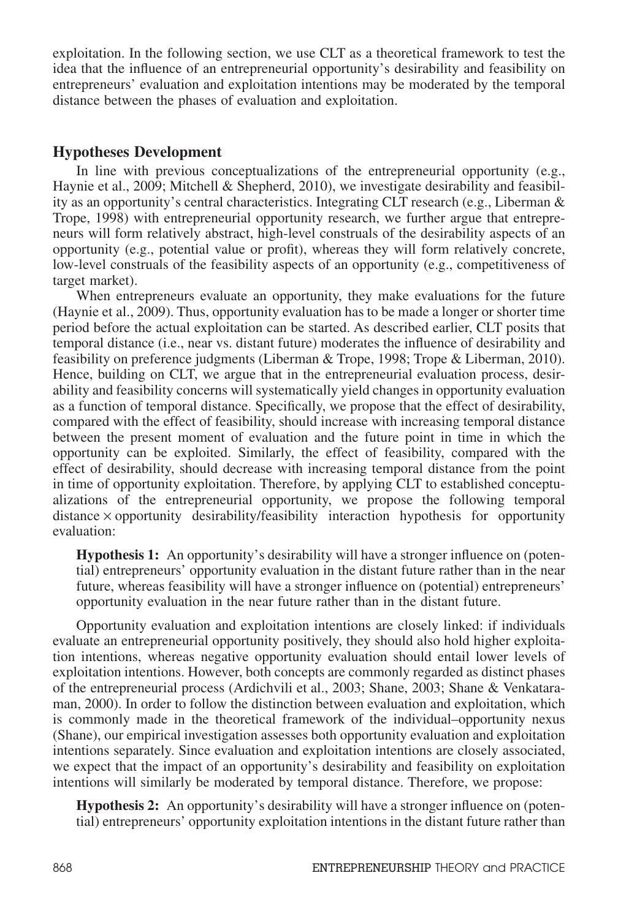exploitation. In the following section, we use CLT as a theoretical framework to test the idea that the influence of an entrepreneurial opportunity's desirability and feasibility on entrepreneurs' evaluation and exploitation intentions may be moderated by the temporal distance between the phases of evaluation and exploitation.

## Hypotheses Development

In line with previous conceptualizations of the entrepreneurial opportunity (e.g., Haynie et al., 2009; Mitchell & Shepherd, 2010), we investigate desirability and feasibility as an opportunity's central characteristics. Integrating CLT research (e.g., Liberman & Trope, 1998) with entrepreneurial opportunity research, we further argue that entrepreneurs will form relatively abstract, high-level construals of the desirability aspects of an opportunity (e.g., potential value or profit), whereas they will form relatively concrete, low-level construals of the feasibility aspects of an opportunity (e.g., competitiveness of target market).

When entrepreneurs evaluate an opportunity, they make evaluations for the future (Haynie et al., 2009). Thus, opportunity evaluation has to be made a longer or shorter time period before the actual exploitation can be started. As described earlier, CLT posits that temporal distance (i.e., near vs. distant future) moderates the influence of desirability and feasibility on preference judgments (Liberman & Trope, 1998; Trope & Liberman, 2010). Hence, building on CLT, we argue that in the entrepreneurial evaluation process, desirability and feasibility concerns will systematically yield changes in opportunity evaluation as a function of temporal distance. Specifically, we propose that the effect of desirability, compared with the effect of feasibility, should increase with increasing temporal distance between the present moment of evaluation and the future point in time in which the opportunity can be exploited. Similarly, the effect of feasibility, compared with the effect of desirability, should decrease with increasing temporal distance from the point in time of opportunity exploitation. Therefore, by applying CLT to established conceptualizations of the entrepreneurial opportunity, we propose the following temporal distance × opportunity desirability/feasibility interaction hypothesis for opportunity evaluation:

> **Hypothesis 1:** An opportunity's desirability will have a stronger influence on (potential) entrepreneurs' opportunity evaluation in the distant future rather than in the near future, whereas feasibility will have a stronger influence on (potential) entrepreneurs' opportunity evaluation in the near future rather than in the distant future.

Opportunity evaluation and exploitation intentions are closely linked: if individuals evaluate an entrepreneurial opportunity positively, they should also hold higher exploitation intentions, whereas negative opportunity evaluation should entail lower levels of exploitation intentions. However, both concepts are commonly regarded as distinct phases of the entrepreneurial process (Ardichvili et al., 2003; Shane, 2003; Shane & Venkataraman, 2000). In order to follow the distinction between evaluation and exploitation, which is commonly made in the theoretical framework of the individual–opportunity nexus (Shane), our empirical investigation assesses both opportunity evaluation and exploitation intentions separately. Since evaluation and exploitation intentions are closely associated, we expect that the impact of an opportunity's desirability and feasibility on exploitation intentions will similarly be moderated by temporal distance. Therefore, we propose:

> **Hypothesis 2:** An opportunity's desirability will have a stronger influence on (potential) entrepreneurs' opportunity exploitation intentions in the distant future rather than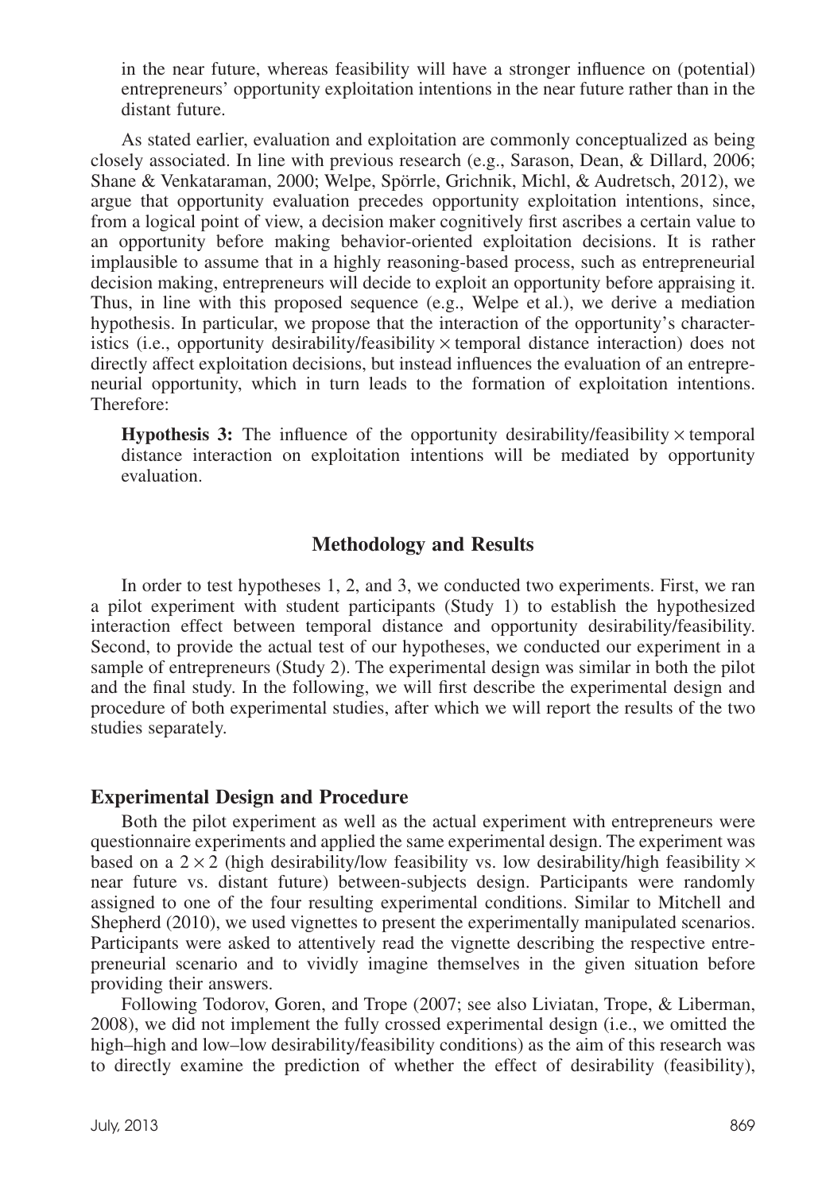in the near future, whereas feasibility will have a stronger influence on (potential) entrepreneurs' opportunity exploitation intentions in the near future rather than in the distant future.

As stated earlier, evaluation and exploitation are commonly conceptualized as being closely associated. In line with previous research (e.g., Sarason, Dean, & Dillard, 2006; Shane & Venkataraman, 2000; Welpe, Spörrle, Grichnik, Michl, & Audretsch, 2012), we argue that opportunity evaluation precedes opportunity exploitation intentions, since, from a logical point of view, a decision maker cognitively first ascribes a certain value to an opportunity before making behavior-oriented exploitation decisions. It is rather implausible to assume that in a highly reasoning-based process, such as entrepreneurial decision making, entrepreneurs will decide to exploit an opportunity before appraising it. Thus, in line with this proposed sequence (e.g., Welpe et al.), we derive a mediation hypothesis. In particular, we propose that the interaction of the opportunity's characteristics (i.e., opportunity desirability/feasibility × temporal distance interaction) does not directly affect exploitation decisions, but instead influences the evaluation of an entrepreneurial opportunity, which in turn leads to the formation of exploitation intentions. Therefore:

**Hypothesis 3:** The influence of the opportunity desirability/feasibility × temporal distance interaction on exploitation intentions will be mediated by opportunity evaluation.

## Methodology and Results

In order to test hypotheses 1, 2, and 3, we conducted two experiments. First, we ran a pilot experiment with student participants (Study 1) to establish the hypothesized interaction effect between temporal distance and opportunity desirability/feasibility. Second, to provide the actual test of our hypotheses, we conducted our experiment in a sample of entrepreneurs (Study 2). The experimental design was similar in both the pilot and the final study. In the following, we will first describe the experimental design and procedure of both experimental studies, after which we will report the results of the two studies separately.

### Experimental Design and Procedure

Both the pilot experiment as well as the actual experiment with entrepreneurs were questionnaire experiments and applied the same experimental design. The experiment was based on a 2 × 2 (high desirability/low feasibility vs. low desirability/high feasibility × near future vs. distant future) between-subjects design. Participants were randomly assigned to one of the four resulting experimental conditions. Similar to Mitchell and Shepherd (2010), we used vignettes to present the experimentally manipulated scenarios. Participants were asked to attentively read the vignette describing the respective entrepreneurial scenario and to vividly imagine themselves in the given situation before providing their answers.

Following Todorov, Goren, and Trope (2007; see also Liviatan, Trope, & Liberman, 2008), we did not implement the fully crossed experimental design (i.e., we omitted the high–high and low–low desirability/feasibility conditions) as the aim of this research was to directly examine the prediction of whether the effect of desirability (feasibility),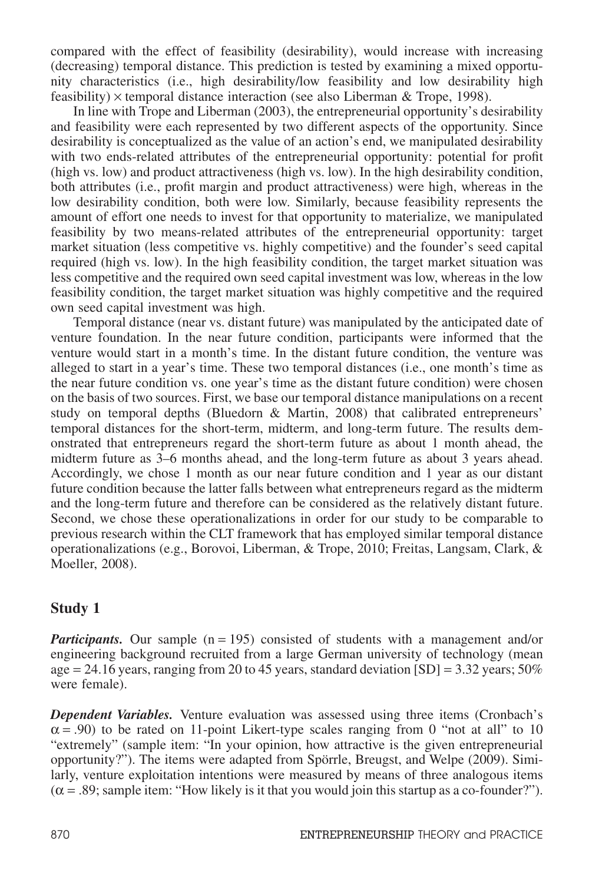compared with the effect of feasibility (desirability), would increase with increasing (decreasing) temporal distance. This prediction is tested by examining a mixed opportunity characteristics (i.e., high desirability/low feasibility and low desirability high feasibility) × temporal distance interaction (see also Liberman & Trope, 1998).

In line with Trope and Liberman (2003), the entrepreneurial opportunity's desirability and feasibility were each represented by two different aspects of the opportunity. Since desirability is conceptualized as the value of an action's end, we manipulated desirability with two ends-related attributes of the entrepreneurial opportunity: potential for profit (high vs. low) and product attractiveness (high vs. low). In the high desirability condition, both attributes (i.e., profit margin and product attractiveness) were high, whereas in the low desirability condition, both were low. Similarly, because feasibility represents the amount of effort one needs to invest for that opportunity to materialize, we manipulated feasibility by two means-related attributes of the entrepreneurial opportunity: target market situation (less competitive vs. highly competitive) and the founder's seed capital required (high vs. low). In the high feasibility condition, the target market situation was less competitive and the required own seed capital investment was low, whereas in the low feasibility condition, the target market situation was highly competitive and the required own seed capital investment was high.

Temporal distance (near vs. distant future) was manipulated by the anticipated date of venture foundation. In the near future condition, participants were informed that the venture would start in a month's time. In the distant future condition, the venture was alleged to start in a year's time. These two temporal distances (i.e., one month's time as the near future condition vs. one year's time as the distant future condition) were chosen on the basis of two sources. First, we base our temporal distance manipulations on a recent study on temporal depths (Bluedorn & Martin, 2008) that calibrated entrepreneurs' temporal distances for the short-term, midterm, and long-term future. The results demonstrated that entrepreneurs regard the short-term future as about 1 month ahead, the midterm future as 3–6 months ahead, and the long-term future as about 3 years ahead. Accordingly, we chose 1 month as our near future condition and 1 year as our distant future condition because the latter falls between what entrepreneurs regard as the midterm and the long-term future and therefore can be considered as the relatively distant future. Second, we chose these operationalizations in order for our study to be comparable to previous research within the CLT framework that has employed similar temporal distance operationalizations (e.g., Borovoi, Liberman, & Trope, 2010; Freitas, Langsam, Clark, & Moeller, 2008).

## Study 1

***Participants.*** Our sample (n = 195) consisted of students with a management and/or engineering background recruited from a large German university of technology (mean age = 24.16 years, ranging from 20 to 45 years, standard deviation [SD] = 3.32 years; 50% were female).

***Dependent Variables.*** Venture evaluation was assessed using three items (Cronbach's $\alpha = .90$) to be rated on 11-point Likert-type scales ranging from 0 "not at all" to 10 "extremely" (sample item: "In your opinion, how attractive is the given entrepreneurial opportunity?"). The items were adapted from Spörrle, Breugst, and Welpe (2009). Similarly, venture exploitation intentions were measured by means of three analogous items ($\alpha = .89$; sample item: "How likely is it that you would join this startup as a co-founder?").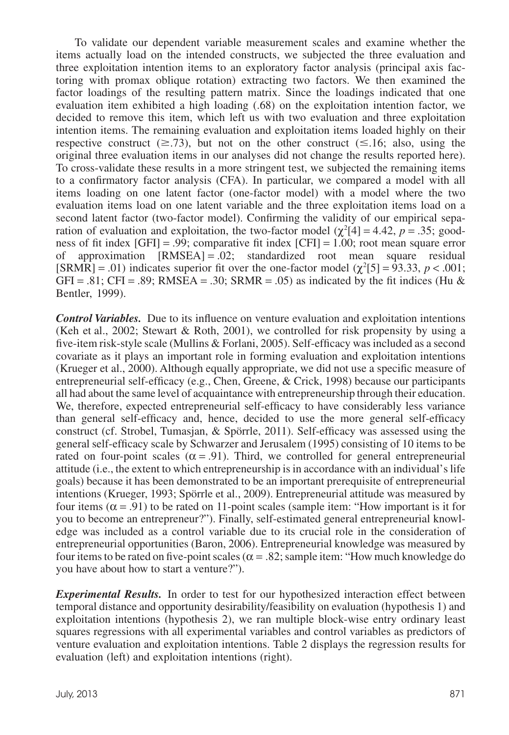To validate our dependent variable measurement scales and examine whether the items actually load on the intended constructs, we subjected the three evaluation and three exploitation intention items to an exploratory factor analysis (principal axis factoring with promax oblique rotation) extracting two factors. We then examined the factor loadings of the resulting pattern matrix. Since the loadings indicated that one evaluation item exhibited a high loading (.68) on the exploitation intention factor, we decided to remove this item, which left us with two evaluation and three exploitation intention items. The remaining evaluation and exploitation items loaded highly on their respective construct ($\geq$.73), but not on the other construct ($\leq$.16; also, using the original three evaluation items in our analyses did not change the results reported here). To cross-validate these results in a more stringent test, we subjected the remaining items to a confirmatory factor analysis (CFA). In particular, we compared a model with all items loading on one latent factor (one-factor model) with a model where the two evaluation items load on one latent variable and the three exploitation items load on a second latent factor (two-factor model). Confirming the validity of our empirical separation of evaluation and exploitation, the two-factor model ($\chi^2[4] = 4.42$, $p = .35$; goodness of fit index [GFI] = .99; comparative fit index [CFI] = 1.00; root mean square error of approximation [RMSEA] = .02; standardized root mean square residual [SRMR] = .01) indicates superior fit over the one-factor model ($\chi^2[5] = 93.33$, $p < .001$; GFI = .81; CFI = .89; RMSEA = .30; SRMR = .05) as indicated by the fit indices (Hu & Bentler, 1999).

***Control Variables.*** Due to its influence on venture evaluation and exploitation intentions (Keh et al., 2002; Stewart & Roth, 2001), we controlled for risk propensity by using a five-item risk-style scale (Mullins & Forlani, 2005). Self-efficacy was included as a second covariate as it plays an important role in forming evaluation and exploitation intentions (Krueger et al., 2000). Although equally appropriate, we did not use a specific measure of entrepreneurial self-efficacy (e.g., Chen, Greene, & Crick, 1998) because our participants all had about the same level of acquaintance with entrepreneurship through their education. We, therefore, expected entrepreneurial self-efficacy to have considerably less variance than general self-efficacy and, hence, decided to use the more general self-efficacy construct (cf. Strobel, Tumasjan, & Spörrle, 2011). Self-efficacy was assessed using the general self-efficacy scale by Schwarzer and Jerusalem (1995) consisting of 10 items to be rated on four-point scales ($\alpha = .91$). Third, we controlled for general entrepreneurial attitude (i.e., the extent to which entrepreneurship is in accordance with an individual's life goals) because it has been demonstrated to be an important prerequisite of entrepreneurial intentions (Krueger, 1993; Spörrle et al., 2009). Entrepreneurial attitude was measured by four items ($\alpha = .91$) to be rated on 11-point scales (sample item: "How important is it for you to become an entrepreneur?"). Finally, self-estimated general entrepreneurial knowledge was included as a control variable due to its crucial role in the consideration of entrepreneurial opportunities (Baron, 2006). Entrepreneurial knowledge was measured by four items to be rated on five-point scales ($\alpha = .82$; sample item: "How much knowledge do you have about how to start a venture?").

***Experimental Results.*** In order to test for our hypothesized interaction effect between temporal distance and opportunity desirability/feasibility on evaluation (hypothesis 1) and exploitation intentions (hypothesis 2), we ran multiple block-wise entry ordinary least squares regressions with all experimental variables and control variables as predictors of venture evaluation and exploitation intentions. Table 2 displays the regression results for evaluation (left) and exploitation intentions (right).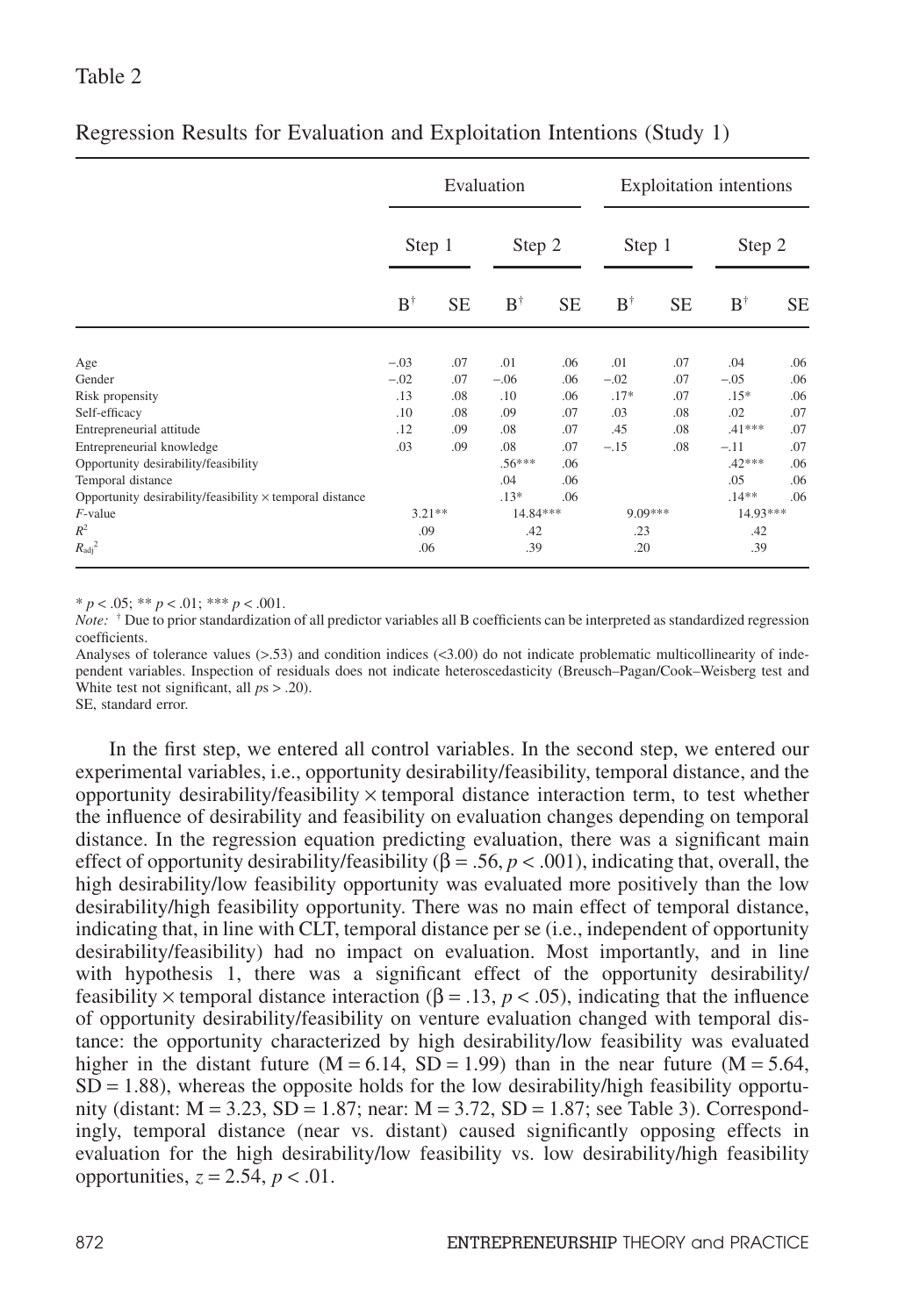Table 2

Regression Results for Evaluation and Exploitation Intentions (Study 1)

| | Evaluation | | | | Exploitation intentions | | | |
|---|---|---|---|---|---|---|---|---|
| | Step 1 | | Step 2 | | Step 1 | | Step 2 | |
| | B[†] | SE | B[†] | SE | B[†] | SE | B[†] | SE |
| Age | −.03 | .07 | .01 | .06 | .01 | .07 | .04 | .06 |
| Gender | −.02 | .07 | −.06 | .06 | −.02 | .07 | −.05 | .06 |
| Risk propensity | .13 | .08 | .10 | .06 | .17* | .07 | .15* | .06 |
| Self-efficacy | .10 | .08 | .09 | .07 | .03 | .08 | .02 | .07 |
| Entrepreneurial attitude | .12 | .09 | .08 | .07 | .45 | .08 | .41*** | .07 |
| Entrepreneurial knowledge | .03 | .09 | .08 | .07 | −.15 | .08 | −.11 | .07 |
| Opportunity desirability/feasibility | | | .56*** | .06 | | | .42*** | .06 |
| Temporal distance | | | .04 | .06 | | | .05 | .06 |
| Opportunity desirability/feasibility × temporal distance | | | .13* | .06 | | | .14** | .06 |
| $F$-value | 3.21** | | 14.84*** | | 9.09*** | | 14.93*** | |
| $R^2$ | .09 | | .42 | | .23 | | .42 | |
| $R_{adj}^2$ | .06 | | .39 | | .20 | | .39 | |

* $p < .05$; ** $p < .01$; *** $p < .001$.

*Note:* [†] Due to prior standardization of all predictor variables all B coefficients can be interpreted as standardized regression coefficients.

Analyses of tolerance values (>.53) and condition indices (<3.00) do not indicate problematic multicollinearity of independent variables. Inspection of residuals does not indicate heteroscedasticity (Breusch–Pagan/Cook–Weisberg test and White test not significant, all $p$s > .20).

SE, standard error.

In the first step, we entered all control variables. In the second step, we entered our experimental variables, i.e., opportunity desirability/feasibility, temporal distance, and the opportunity desirability/feasibility × temporal distance interaction term, to test whether the influence of desirability and feasibility on evaluation changes depending on temporal distance. In the regression equation predicting evaluation, there was a significant main effect of opportunity desirability/feasibility ($\beta = .56$, $p < .001$), indicating that, overall, the high desirability/low feasibility opportunity was evaluated more positively than the low desirability/high feasibility opportunity. There was no main effect of temporal distance, indicating that, in line with CLT, temporal distance per se (i.e., independent of opportunity desirability/feasibility) had no impact on evaluation. Most importantly, and in line with hypothesis 1, there was a significant effect of the opportunity desirability/feasibility × temporal distance interaction ($\beta = .13$, $p < .05$), indicating that the influence of opportunity desirability/feasibility on venture evaluation changed with temporal distance: the opportunity characterized by high desirability/low feasibility was evaluated higher in the distant future (M = 6.14, SD = 1.99) than in the near future (M = 5.64, SD = 1.88), whereas the opposite holds for the low desirability/high feasibility opportunity (distant: M = 3.23, SD = 1.87; near: M = 3.72, SD = 1.87; see Table 3). Correspondingly, temporal distance (near vs. distant) caused significantly opposing effects in evaluation for the high desirability/low feasibility vs. low desirability/high feasibility opportunities, $z = 2.54$, $p < .01$.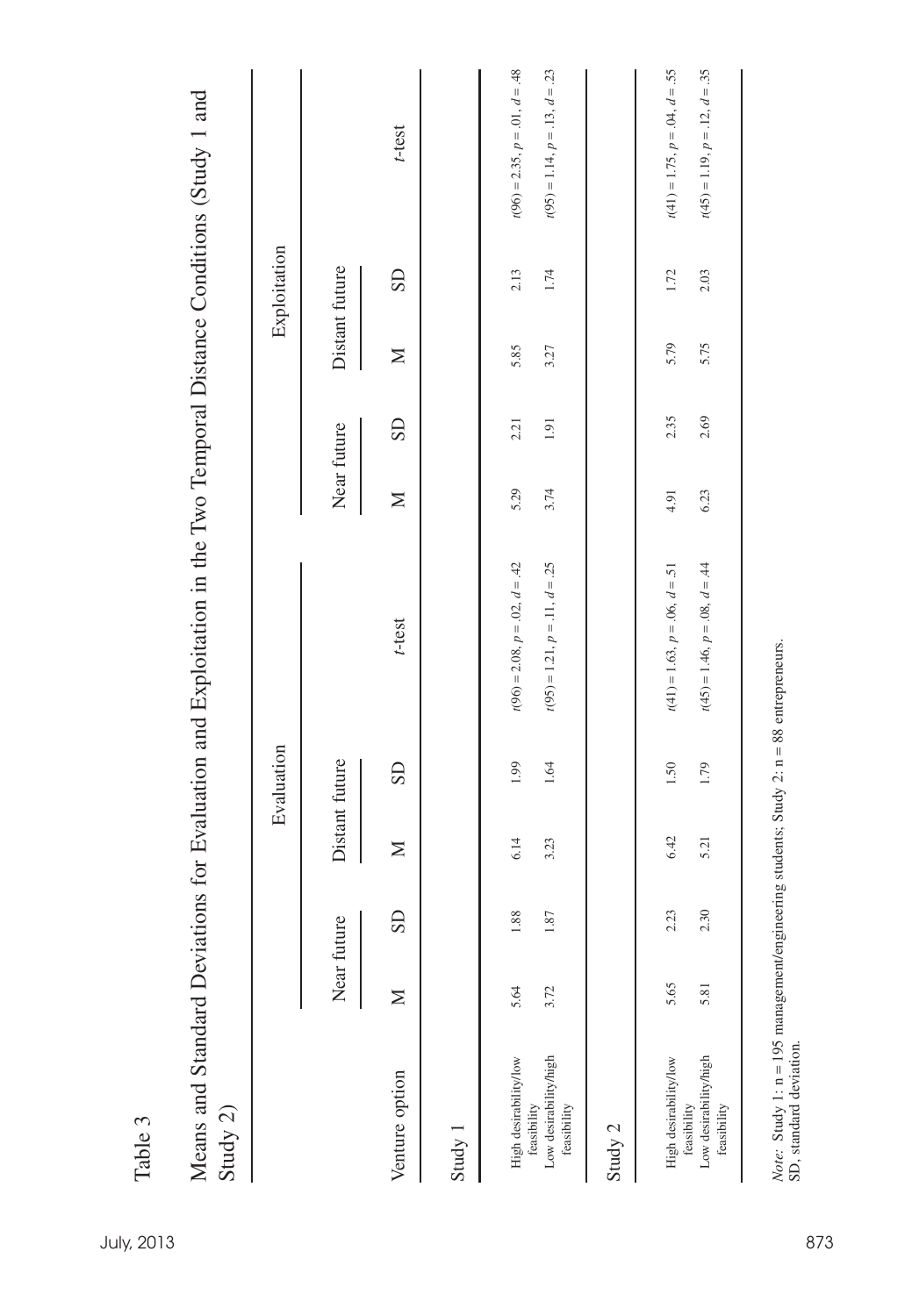Table 3

Means and Standard Deviations for Evaluation and Exploitation in the Two Temporal Distance Conditions (Study 1 and Study 2)

| | Evaluation | | | | | Exploitation | | | | |
|---|---|---|---|---|---|---|---|---|---|---|
| | Near future | | Distant future | | | Near future | | Distant future | | |
| Venture option | M | SD | M | SD | *t*-test | M | SD | M | SD | *t*-test |
| **Study 1** | | | | | | | | | | |
| High desirability/low feasibility | 5.64 | 1.88 | 6.14 | 1.99 | $t(96) = 2.08$, $p = .02$, $d = .42$ | 5.29 | 2.21 | 5.85 | 2.13 | $t(96) = 2.35$, $p = .01$, $d = .48$ |
| Low desirability/high feasibility | 3.72 | 1.87 | 3.23 | 1.64 | $t(95) = 1.21$, $p = .11$, $d = .25$ | 3.74 | 1.91 | 3.27 | 1.74 | $t(95) = 1.14$, $p = .13$, $d = .23$ |
| **Study 2** | | | | | | | | | | |
| High desirability/low feasibility | 5.65 | 2.23 | 6.42 | 1.50 | $t(41) = 1.63$, $p = .06$, $d = .51$ | 4.91 | 2.35 | 5.79 | 1.72 | $t(41) = 1.75$, $p = .04$, $d = .55$ |
| Low desirability/high feasibility | 5.81 | 2.30 | 5.21 | 1.79 | $t(45) = 1.46$, $p = .08$, $d = .44$ | 6.23 | 2.69 | 5.75 | 2.03 | $t(45) = 1.19$, $p = .12$, $d = .35$ |

*Note:* Study 1: n = 195 management/engineering students; Study 2: n = 88 entrepreneurs.
SD, standard deviation.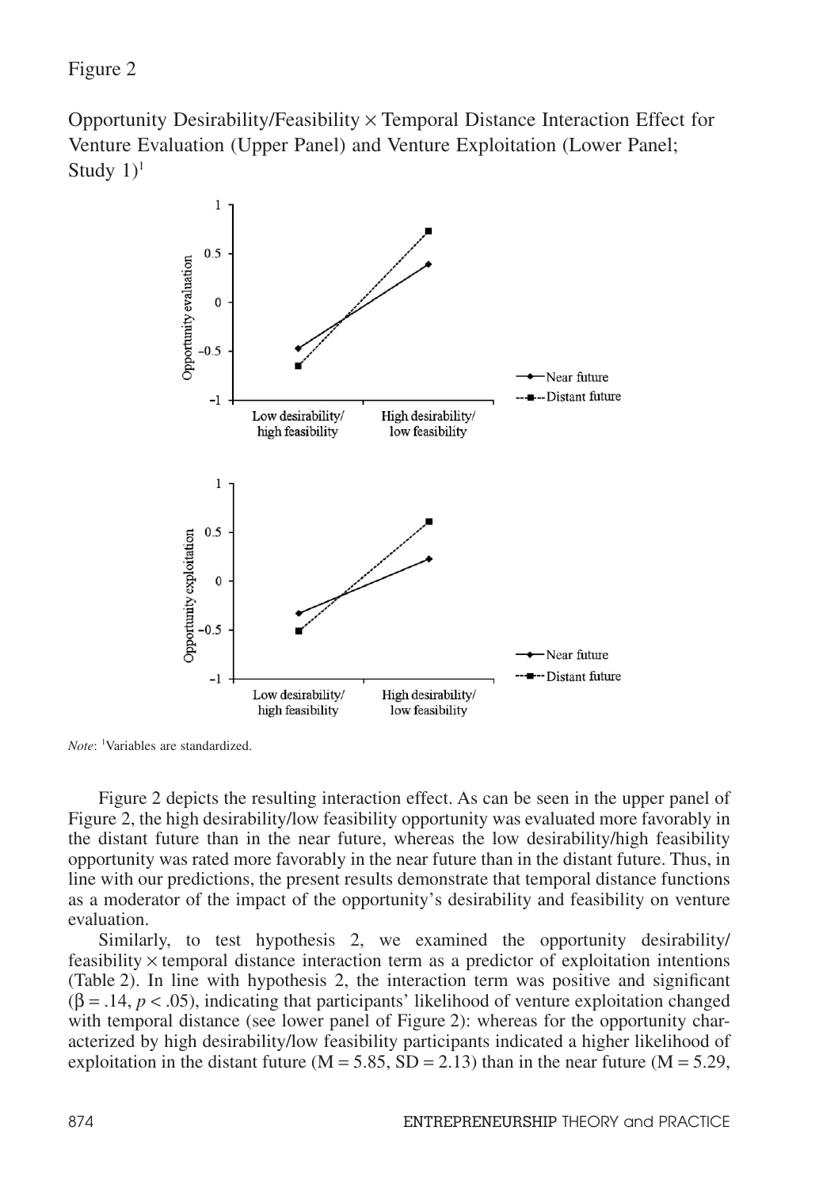Figure 2

Opportunity Desirability/Feasibility × Temporal Distance Interaction Effect for Venture Evaluation (Upper Panel) and Venture Exploitation (Lower Panel; Study 1)[1]

*Note*: [1]Variables are standardized.

Figure 2 depicts the resulting interaction effect. As can be seen in the upper panel of Figure 2, the high desirability/low feasibility opportunity was evaluated more favorably in the distant future than in the near future, whereas the low desirability/high feasibility opportunity was rated more favorably in the near future than in the distant future. Thus, in line with our predictions, the present results demonstrate that temporal distance functions as a moderator of the impact of the opportunity's desirability and feasibility on venture evaluation.

Similarly, to test hypothesis 2, we examined the opportunity desirability/feasibility × temporal distance interaction term as a predictor of exploitation intentions (Table 2). In line with hypothesis 2, the interaction term was positive and significant ($\beta = .14$, $p < .05$), indicating that participants' likelihood of venture exploitation changed with temporal distance (see lower panel of Figure 2): whereas for the opportunity characterized by high desirability/low feasibility participants indicated a higher likelihood of exploitation in the distant future ($M = 5.85$, $SD = 2.13$) than in the near future ($M = 5.29$,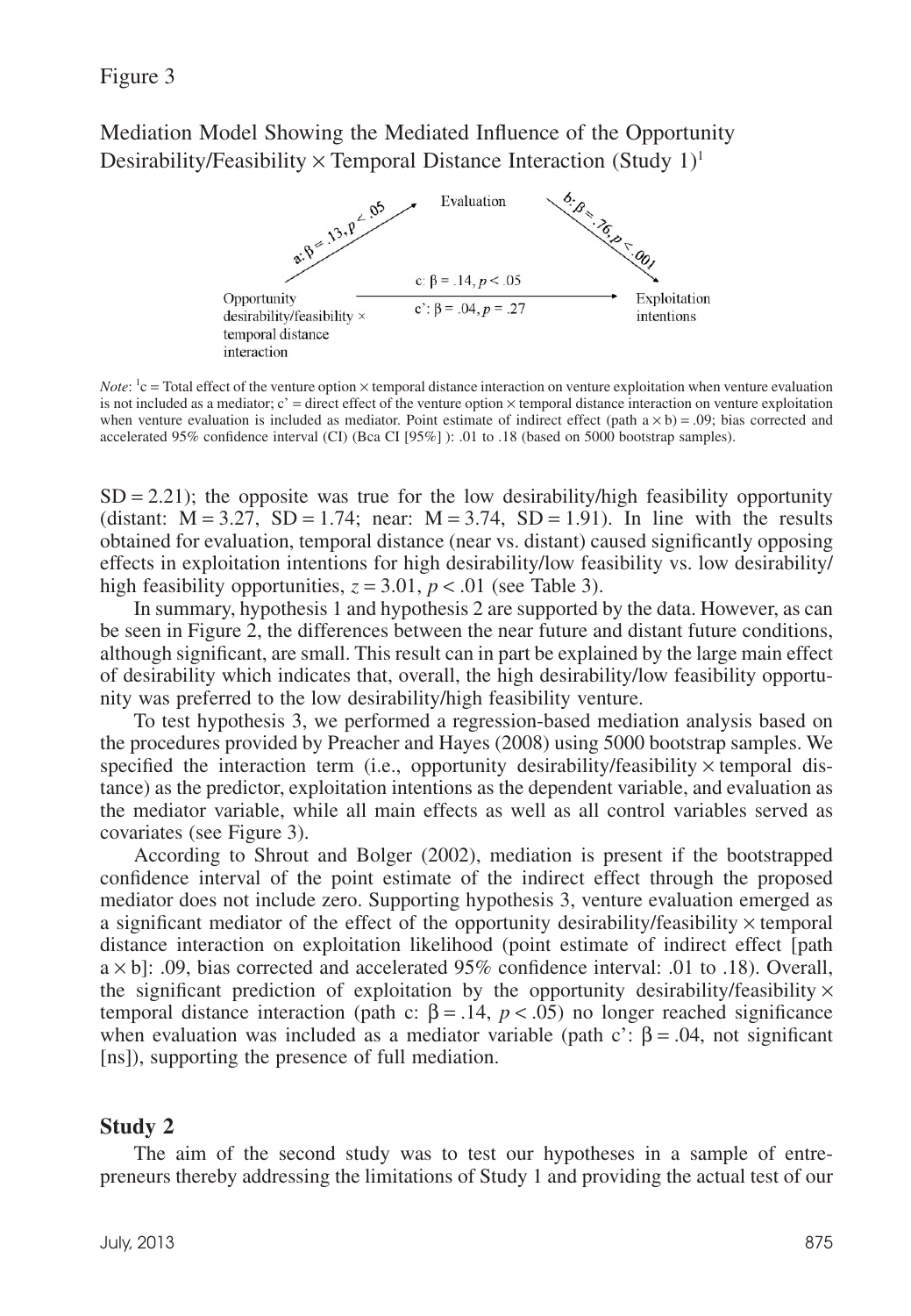Figure 3

Mediation Model Showing the Mediated Influence of the Opportunity Desirability/Feasibility × Temporal Distance Interaction (Study 1)[1]

*Note*: [1]c = Total effect of the venture option × temporal distance interaction on venture exploitation when venture evaluation is not included as a mediator; c' = direct effect of the venture option × temporal distance interaction on venture exploitation when venture evaluation is included as mediator. Point estimate of indirect effect (path a × b) = .09; bias corrected and accelerated 95% confidence interval (CI) (Bca CI [95%] ): .01 to .18 (based on 5000 bootstrap samples).

SD = 2.21); the opposite was true for the low desirability/high feasibility opportunity (distant: M = 3.27, SD = 1.74; near: M = 3.74, SD = 1.91). In line with the results obtained for evaluation, temporal distance (near vs. distant) caused significantly opposing effects in exploitation intentions for high desirability/low feasibility vs. low desirability/high feasibility opportunities, $z = 3.01$, $p < .01$ (see Table 3).

In summary, hypothesis 1 and hypothesis 2 are supported by the data. However, as can be seen in Figure 2, the differences between the near future and distant future conditions, although significant, are small. This result can in part be explained by the large main effect of desirability which indicates that, overall, the high desirability/low feasibility opportunity was preferred to the low desirability/high feasibility venture.

To test hypothesis 3, we performed a regression-based mediation analysis based on the procedures provided by Preacher and Hayes (2008) using 5000 bootstrap samples. We specified the interaction term (i.e., opportunity desirability/feasibility × temporal distance) as the predictor, exploitation intentions as the dependent variable, and evaluation as the mediator variable, while all main effects as well as all control variables served as covariates (see Figure 3).

According to Shrout and Bolger (2002), mediation is present if the bootstrapped confidence interval of the point estimate of the indirect effect through the proposed mediator does not include zero. Supporting hypothesis 3, venture evaluation emerged as a significant mediator of the effect of the opportunity desirability/feasibility × temporal distance interaction on exploitation likelihood (point estimate of indirect effect [path a × b]: .09, bias corrected and accelerated 95% confidence interval: .01 to .18). Overall, the significant prediction of exploitation by the opportunity desirability/feasibility × temporal distance interaction (path c: $\beta = .14$, $p < .05$) no longer reached significance when evaluation was included as a mediator variable (path c': $\beta = .04$, not significant [ns]), supporting the presence of full mediation.

## Study 2

The aim of the second study was to test our hypotheses in a sample of entrepreneurs thereby addressing the limitations of Study 1 and providing the actual test of our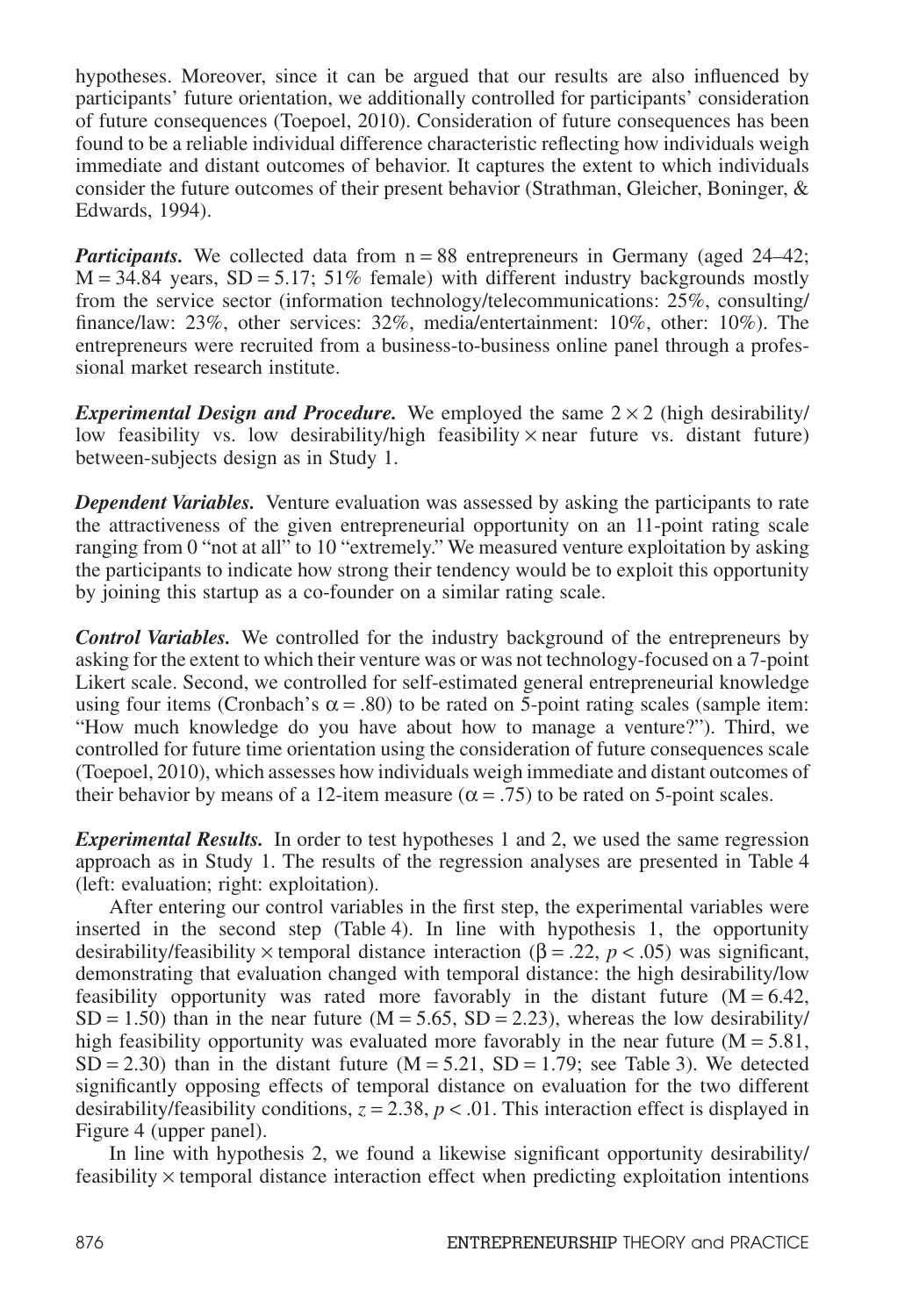hypotheses. Moreover, since it can be argued that our results are also influenced by participants' future orientation, we additionally controlled for participants' consideration of future consequences (Toepoel, 2010). Consideration of future consequences has been found to be a reliable individual difference characteristic reflecting how individuals weigh immediate and distant outcomes of behavior. It captures the extent to which individuals consider the future outcomes of their present behavior (Strathman, Gleicher, Boninger, & Edwards, 1994).

***Participants.*** We collected data from n = 88 entrepreneurs in Germany (aged 24–42; M = 34.84 years, SD = 5.17; 51% female) with different industry backgrounds mostly from the service sector (information technology/telecommunications: 25%, consulting/finance/law: 23%, other services: 32%, media/entertainment: 10%, other: 10%). The entrepreneurs were recruited from a business-to-business online panel through a professional market research institute.

***Experimental Design and Procedure.*** We employed the same $2 \times 2$ (high desirability/low feasibility vs. low desirability/high feasibility × near future vs. distant future) between-subjects design as in Study 1.

***Dependent Variables.*** Venture evaluation was assessed by asking the participants to rate the attractiveness of the given entrepreneurial opportunity on an 11-point rating scale ranging from 0 "not at all" to 10 "extremely." We measured venture exploitation by asking the participants to indicate how strong their tendency would be to exploit this opportunity by joining this startup as a co-founder on a similar rating scale.

***Control Variables.*** We controlled for the industry background of the entrepreneurs by asking for the extent to which their venture was or was not technology-focused on a 7-point Likert scale. Second, we controlled for self-estimated general entrepreneurial knowledge using four items (Cronbach's $\alpha = .80$) to be rated on 5-point rating scales (sample item: "How much knowledge do you have about how to manage a venture?"). Third, we controlled for future time orientation using the consideration of future consequences scale (Toepoel, 2010), which assesses how individuals weigh immediate and distant outcomes of their behavior by means of a 12-item measure ($\alpha = .75$) to be rated on 5-point scales.

***Experimental Results.*** In order to test hypotheses 1 and 2, we used the same regression approach as in Study 1. The results of the regression analyses are presented in Table 4 (left: evaluation; right: exploitation).

After entering our control variables in the first step, the experimental variables were inserted in the second step (Table 4). In line with hypothesis 1, the opportunity desirability/feasibility × temporal distance interaction ($\beta = .22$, $p < .05$) was significant, demonstrating that evaluation changed with temporal distance: the high desirability/low feasibility opportunity was rated more favorably in the distant future (M = 6.42, SD = 1.50) than in the near future (M = 5.65, SD = 2.23), whereas the low desirability/high feasibility opportunity was evaluated more favorably in the near future (M = 5.81, SD = 2.30) than in the distant future (M = 5.21, SD = 1.79; see Table 3). We detected significantly opposing effects of temporal distance on evaluation for the two different desirability/feasibility conditions, $z = 2.38$, $p < .01$. This interaction effect is displayed in Figure 4 (upper panel).

In line with hypothesis 2, we found a likewise significant opportunity desirability/feasibility × temporal distance interaction effect when predicting exploitation intentions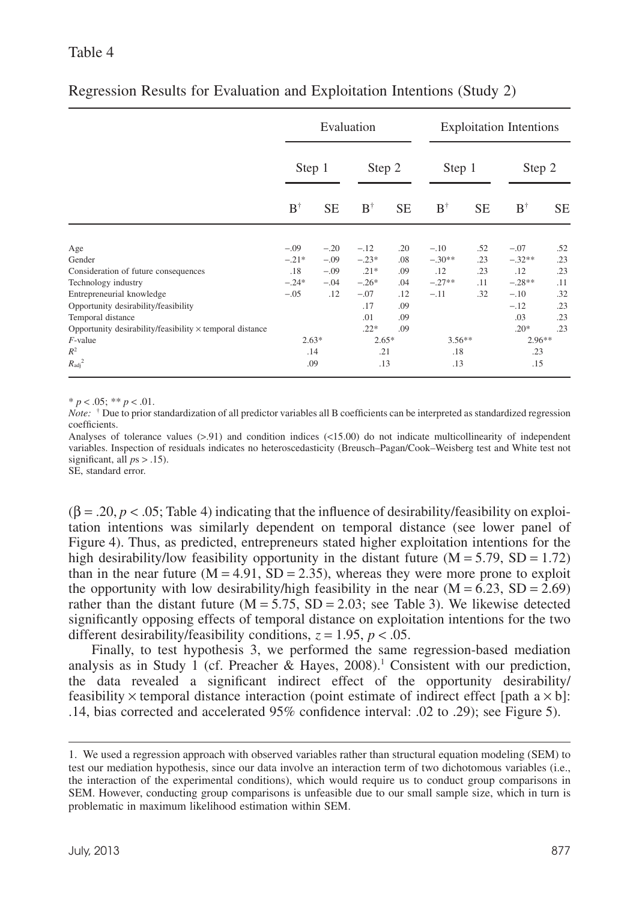Table 4

Regression Results for Evaluation and Exploitation Intentions (Study 2)

| | Evaluation | | | | Exploitation Intentions | | | |
|---|---|---|---|---|---|---|---|---|
| | Step 1 | | Step 2 | | Step 1 | | Step 2 | |
| | B[†] | SE | B[†] | SE | B[†] | SE | B[†] | SE |
| Age | −.09 | −.20 | −.12 | .20 | −.10 | .52 | −.07 | .52 |
| Gender | −.21* | −.09 | −.23* | .08 | −.30** | .23 | −.32** | .23 |
| Consideration of future consequences | .18 | −.09 | .21* | .09 | .12 | .23 | .12 | .23 |
| Technology industry | −.24* | −.04 | −.26* | .04 | −.27** | .11 | −.28** | .11 |
| Entrepreneurial knowledge | −.05 | .12 | −.07 | .12 | −.11 | .32 | −.10 | .32 |
| Opportunity desirability/feasibility | | | .17 | .09 | | | −.12 | .23 |
| Temporal distance | | | .01 | .09 | | | .03 | .23 |
| Opportunity desirability/feasibility × temporal distance | | | .22* | .09 | | | .20* | .23 |
| *F*-value | 2.63* | | 2.65* | | 3.56** | | 2.96** | |
| $R^2$ | .14 | | .21 | | .18 | | .23 | |
| $R_{adj}^2$ | .09 | | .13 | | .13 | | .15 | |

\* $p < .05$; \*\* $p < .01$.

*Note:* [†] Due to prior standardization of all predictor variables all B coefficients can be interpreted as standardized regression coefficients.

Analyses of tolerance values (>.91) and condition indices (<15.00) do not indicate multicollinearity of independent variables. Inspection of residuals indicates no heteroscedasticity (Breusch–Pagan/Cook–Weisberg test and White test not significant, all $p$s > .15).

SE, standard error.

($\beta = .20$, $p < .05$; Table 4) indicating that the influence of desirability/feasibility on exploitation intentions was similarly dependent on temporal distance (see lower panel of Figure 4). Thus, as predicted, entrepreneurs stated higher exploitation intentions for the high desirability/low feasibility opportunity in the distant future (M = 5.79, SD = 1.72) than in the near future (M = 4.91, SD = 2.35), whereas they were more prone to exploit the opportunity with low desirability/high feasibility in the near (M = 6.23, SD = 2.69) rather than the distant future (M = 5.75, SD = 2.03; see Table 3). We likewise detected significantly opposing effects of temporal distance on exploitation intentions for the two different desirability/feasibility conditions, $z = 1.95$, $p < .05$.

Finally, to test hypothesis 3, we performed the same regression-based mediation analysis as in Study 1 (cf. Preacher & Hayes, 2008).[1] Consistent with our prediction, the data revealed a significant indirect effect of the opportunity desirability/feasibility × temporal distance interaction (point estimate of indirect effect [path a × b]: .14, bias corrected and accelerated 95% confidence interval: .02 to .29); see Figure 5.

1. We used a regression approach with observed variables rather than structural equation modeling (SEM) to test our mediation hypothesis, since our data involve an interaction term of two dichotomous variables (i.e., the interaction of the experimental conditions), which would require us to conduct group comparisons in SEM. However, conducting group comparisons is unfeasible due to our small sample size, which in turn is problematic in maximum likelihood estimation within SEM.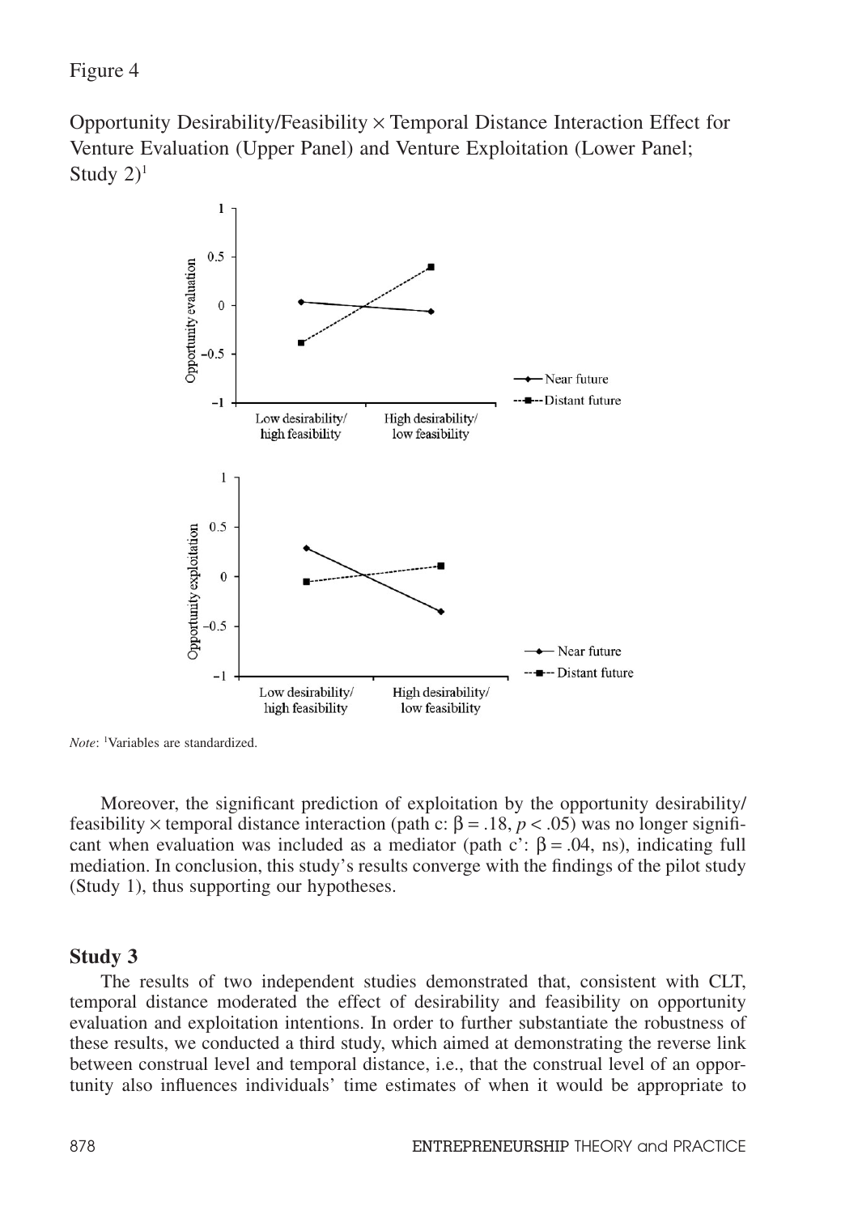Figure 4

Opportunity Desirability/Feasibility × Temporal Distance Interaction Effect for Venture Evaluation (Upper Panel) and Venture Exploitation (Lower Panel; Study 2)[1]

*Note*: [1]Variables are standardized.

Moreover, the significant prediction of exploitation by the opportunity desirability/feasibility × temporal distance interaction (path c: $\beta = .18$, $p < .05$) was no longer significant when evaluation was included as a mediator (path c': $\beta = .04$, ns), indicating full mediation. In conclusion, this study's results converge with the findings of the pilot study (Study 1), thus supporting our hypotheses.

## Study 3

The results of two independent studies demonstrated that, consistent with CLT, temporal distance moderated the effect of desirability and feasibility on opportunity evaluation and exploitation intentions. In order to further substantiate the robustness of these results, we conducted a third study, which aimed at demonstrating the reverse link between construal level and temporal distance, i.e., that the construal level of an opportunity also influences individuals' time estimates of when it would be appropriate to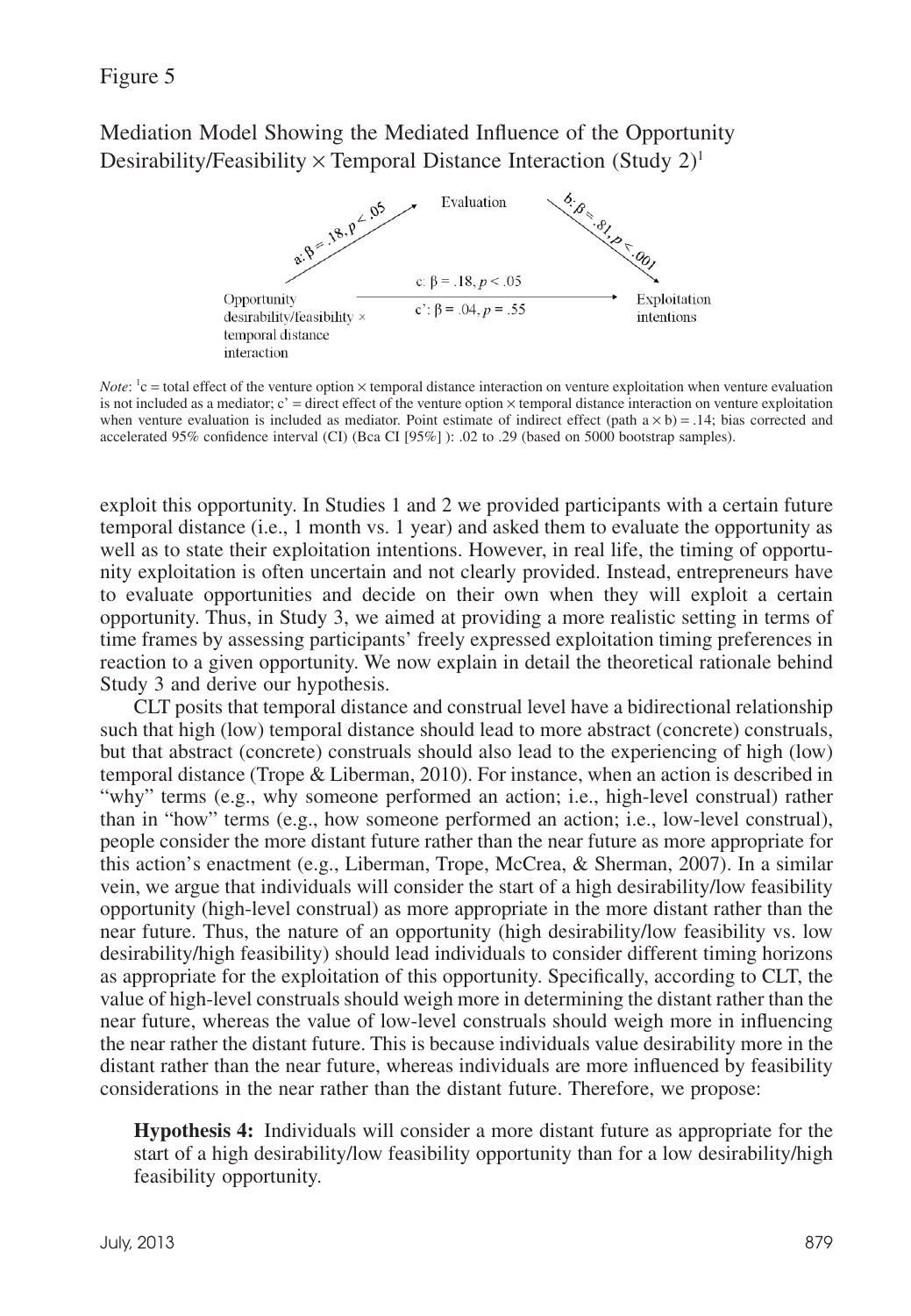Figure 5

Mediation Model Showing the Mediated Influence of the Opportunity Desirability/Feasibility × Temporal Distance Interaction (Study 2)[1]

Evaluation

a: $\beta = .18, p < .05$

b: $\beta = .81, p < .001$

c: $\beta = .18, p < .05$

c': $\beta = .04, p = .55$

Opportunity desirability/feasibility × temporal distance interaction

Exploitation intentions

*Note*: [1]c = total effect of the venture option × temporal distance interaction on venture exploitation when venture evaluation is not included as a mediator; c' = direct effect of the venture option × temporal distance interaction on venture exploitation when venture evaluation is included as mediator. Point estimate of indirect effect (path a × b) = .14; bias corrected and accelerated 95% confidence interval (CI) (Bca CI [95%] ): .02 to .29 (based on 5000 bootstrap samples).

exploit this opportunity. In Studies 1 and 2 we provided participants with a certain future temporal distance (i.e., 1 month vs. 1 year) and asked them to evaluate the opportunity as well as to state their exploitation intentions. However, in real life, the timing of opportunity exploitation is often uncertain and not clearly provided. Instead, entrepreneurs have to evaluate opportunities and decide on their own when they will exploit a certain opportunity. Thus, in Study 3, we aimed at providing a more realistic setting in terms of time frames by assessing participants' freely expressed exploitation timing preferences in reaction to a given opportunity. We now explain in detail the theoretical rationale behind Study 3 and derive our hypothesis.

CLT posits that temporal distance and construal level have a bidirectional relationship such that high (low) temporal distance should lead to more abstract (concrete) construals, but that abstract (concrete) construals should also lead to the experiencing of high (low) temporal distance (Trope & Liberman, 2010). For instance, when an action is described in "why" terms (e.g., why someone performed an action; i.e., high-level construal) rather than in "how" terms (e.g., how someone performed an action; i.e., low-level construal), people consider the more distant future rather than the near future as more appropriate for this action's enactment (e.g., Liberman, Trope, McCrea, & Sherman, 2007). In a similar vein, we argue that individuals will consider the start of a high desirability/low feasibility opportunity (high-level construal) as more appropriate in the more distant rather than the near future. Thus, the nature of an opportunity (high desirability/low feasibility vs. low desirability/high feasibility) should lead individuals to consider different timing horizons as appropriate for the exploitation of this opportunity. Specifically, according to CLT, the value of high-level construals should weigh more in determining the distant rather than the near future, whereas the value of low-level construals should weigh more in influencing the near rather the distant future. This is because individuals value desirability more in the distant rather than the near future, whereas individuals are more influenced by feasibility considerations in the near rather than the distant future. Therefore, we propose:

> **Hypothesis 4:** Individuals will consider a more distant future as appropriate for the start of a high desirability/low feasibility opportunity than for a low desirability/high feasibility opportunity.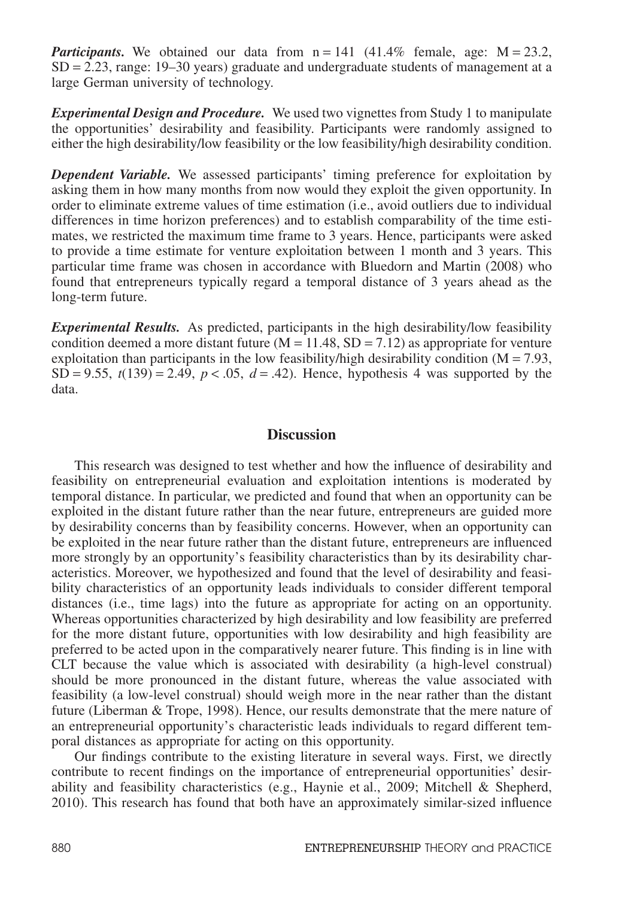***Participants.*** We obtained our data from n = 141 (41.4% female, age: M = 23.2, SD = 2.23, range: 19–30 years) graduate and undergraduate students of management at a large German university of technology.

***Experimental Design and Procedure.*** We used two vignettes from Study 1 to manipulate the opportunities' desirability and feasibility. Participants were randomly assigned to either the high desirability/low feasibility or the low feasibility/high desirability condition.

***Dependent Variable.*** We assessed participants' timing preference for exploitation by asking them in how many months from now would they exploit the given opportunity. In order to eliminate extreme values of time estimation (i.e., avoid outliers due to individual differences in time horizon preferences) and to establish comparability of the time estimates, we restricted the maximum time frame to 3 years. Hence, participants were asked to provide a time estimate for venture exploitation between 1 month and 3 years. This particular time frame was chosen in accordance with Bluedorn and Martin (2008) who found that entrepreneurs typically regard a temporal distance of 3 years ahead as the long-term future.

***Experimental Results.*** As predicted, participants in the high desirability/low feasibility condition deemed a more distant future (M = 11.48, SD = 7.12) as appropriate for venture exploitation than participants in the low feasibility/high desirability condition (M = 7.93, SD = 9.55, $t(139) = 2.49$, $p < .05$, $d = .42$). Hence, hypothesis 4 was supported by the data.

## Discussion

This research was designed to test whether and how the influence of desirability and feasibility on entrepreneurial evaluation and exploitation intentions is moderated by temporal distance. In particular, we predicted and found that when an opportunity can be exploited in the distant future rather than the near future, entrepreneurs are guided more by desirability concerns than by feasibility concerns. However, when an opportunity can be exploited in the near future rather than the distant future, entrepreneurs are influenced more strongly by an opportunity's feasibility characteristics than by its desirability characteristics. Moreover, we hypothesized and found that the level of desirability and feasibility characteristics of an opportunity leads individuals to consider different temporal distances (i.e., time lags) into the future as appropriate for acting on an opportunity. Whereas opportunities characterized by high desirability and low feasibility are preferred for the more distant future, opportunities with low desirability and high feasibility are preferred to be acted upon in the comparatively nearer future. This finding is in line with CLT because the value which is associated with desirability (a high-level construal) should be more pronounced in the distant future, whereas the value associated with feasibility (a low-level construal) should weigh more in the near rather than the distant future (Liberman & Trope, 1998). Hence, our results demonstrate that the mere nature of an entrepreneurial opportunity's characteristic leads individuals to regard different temporal distances as appropriate for acting on this opportunity.

Our findings contribute to the existing literature in several ways. First, we directly contribute to recent findings on the importance of entrepreneurial opportunities' desirability and feasibility characteristics (e.g., Haynie et al., 2009; Mitchell & Shepherd, 2010). This research has found that both have an approximately similar-sized influence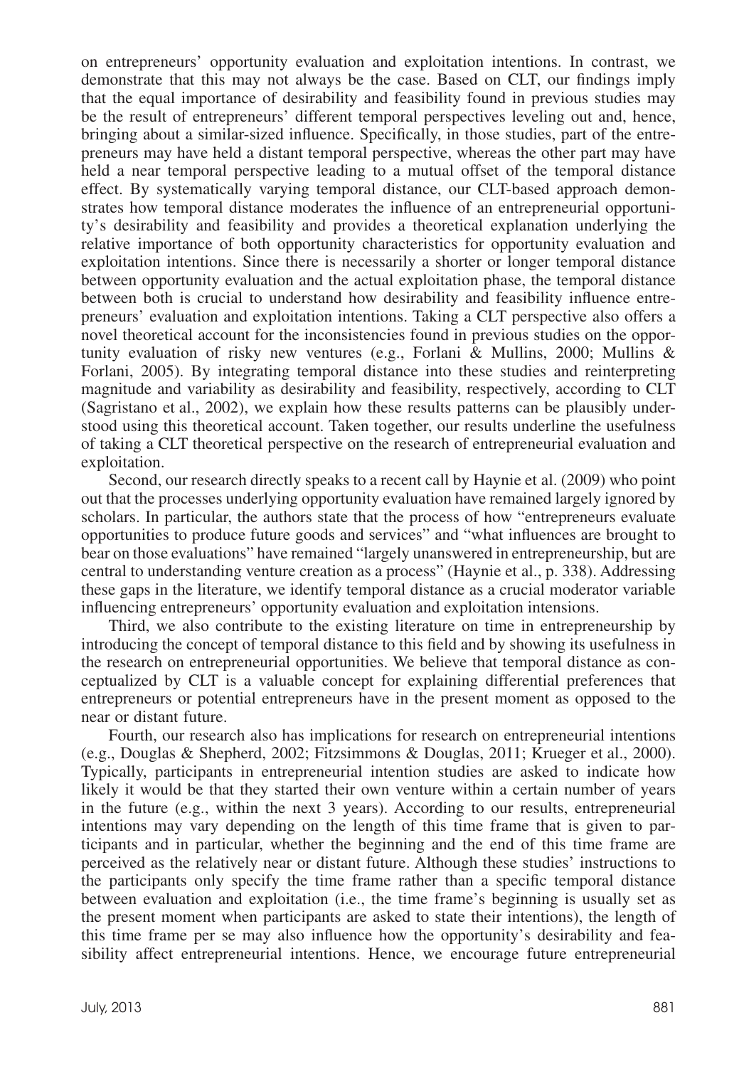on entrepreneurs' opportunity evaluation and exploitation intentions. In contrast, we demonstrate that this may not always be the case. Based on CLT, our findings imply that the equal importance of desirability and feasibility found in previous studies may be the result of entrepreneurs' different temporal perspectives leveling out and, hence, bringing about a similar-sized influence. Specifically, in those studies, part of the entrepreneurs may have held a distant temporal perspective, whereas the other part may have held a near temporal perspective leading to a mutual offset of the temporal distance effect. By systematically varying temporal distance, our CLT-based approach demonstrates how temporal distance moderates the influence of an entrepreneurial opportunity's desirability and feasibility and provides a theoretical explanation underlying the relative importance of both opportunity characteristics for opportunity evaluation and exploitation intentions. Since there is necessarily a shorter or longer temporal distance between opportunity evaluation and the actual exploitation phase, the temporal distance between both is crucial to understand how desirability and feasibility influence entrepreneurs' evaluation and exploitation intentions. Taking a CLT perspective also offers a novel theoretical account for the inconsistencies found in previous studies on the opportunity evaluation of risky new ventures (e.g., Forlani & Mullins, 2000; Mullins & Forlani, 2005). By integrating temporal distance into these studies and reinterpreting magnitude and variability as desirability and feasibility, respectively, according to CLT (Sagristano et al., 2002), we explain how these results patterns can be plausibly understood using this theoretical account. Taken together, our results underline the usefulness of taking a CLT theoretical perspective on the research of entrepreneurial evaluation and exploitation.

Second, our research directly speaks to a recent call by Haynie et al. (2009) who point out that the processes underlying opportunity evaluation have remained largely ignored by scholars. In particular, the authors state that the process of how "entrepreneurs evaluate opportunities to produce future goods and services" and "what influences are brought to bear on those evaluations" have remained "largely unanswered in entrepreneurship, but are central to understanding venture creation as a process" (Haynie et al., p. 338). Addressing these gaps in the literature, we identify temporal distance as a crucial moderator variable influencing entrepreneurs' opportunity evaluation and exploitation intensions.

Third, we also contribute to the existing literature on time in entrepreneurship by introducing the concept of temporal distance to this field and by showing its usefulness in the research on entrepreneurial opportunities. We believe that temporal distance as conceptualized by CLT is a valuable concept for explaining differential preferences that entrepreneurs or potential entrepreneurs have in the present moment as opposed to the near or distant future.

Fourth, our research also has implications for research on entrepreneurial intentions (e.g., Douglas & Shepherd, 2002; Fitzsimmons & Douglas, 2011; Krueger et al., 2000). Typically, participants in entrepreneurial intention studies are asked to indicate how likely it would be that they started their own venture within a certain number of years in the future (e.g., within the next 3 years). According to our results, entrepreneurial intentions may vary depending on the length of this time frame that is given to participants and in particular, whether the beginning and the end of this time frame are perceived as the relatively near or distant future. Although these studies' instructions to the participants only specify the time frame rather than a specific temporal distance between evaluation and exploitation (i.e., the time frame's beginning is usually set as the present moment when participants are asked to state their intentions), the length of this time frame per se may also influence how the opportunity's desirability and feasibility affect entrepreneurial intentions. Hence, we encourage future entrepreneurial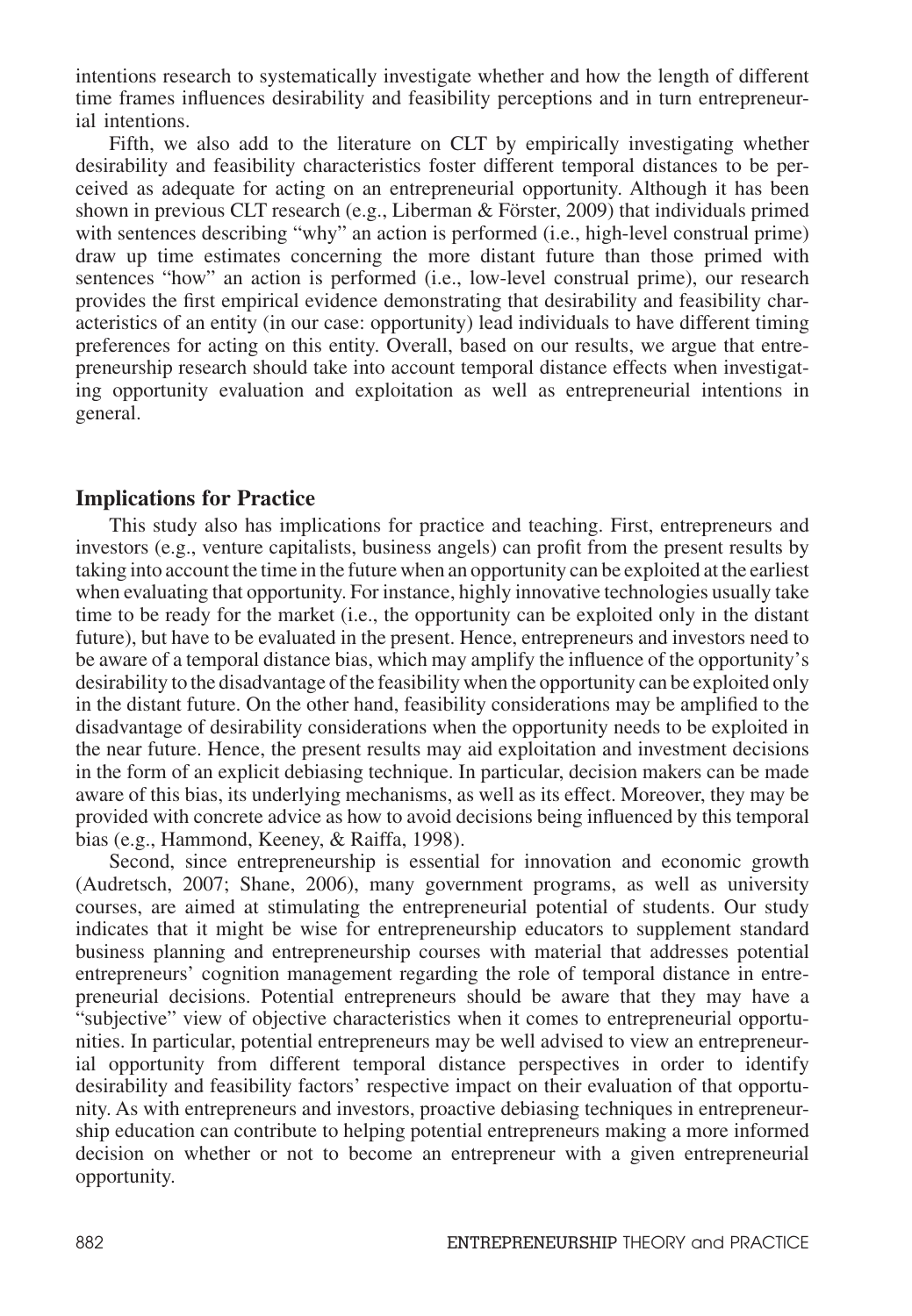intentions research to systematically investigate whether and how the length of different time frames influences desirability and feasibility perceptions and in turn entrepreneurial intentions.

Fifth, we also add to the literature on CLT by empirically investigating whether desirability and feasibility characteristics foster different temporal distances to be perceived as adequate for acting on an entrepreneurial opportunity. Although it has been shown in previous CLT research (e.g., Liberman & Förster, 2009) that individuals primed with sentences describing "why" an action is performed (i.e., high-level construal prime) draw up time estimates concerning the more distant future than those primed with sentences "how" an action is performed (i.e., low-level construal prime), our research provides the first empirical evidence demonstrating that desirability and feasibility characteristics of an entity (in our case: opportunity) lead individuals to have different timing preferences for acting on this entity. Overall, based on our results, we argue that entrepreneurship research should take into account temporal distance effects when investigating opportunity evaluation and exploitation as well as entrepreneurial intentions in general.

## Implications for Practice

This study also has implications for practice and teaching. First, entrepreneurs and investors (e.g., venture capitalists, business angels) can profit from the present results by taking into account the time in the future when an opportunity can be exploited at the earliest when evaluating that opportunity. For instance, highly innovative technologies usually take time to be ready for the market (i.e., the opportunity can be exploited only in the distant future), but have to be evaluated in the present. Hence, entrepreneurs and investors need to be aware of a temporal distance bias, which may amplify the influence of the opportunity's desirability to the disadvantage of the feasibility when the opportunity can be exploited only in the distant future. On the other hand, feasibility considerations may be amplified to the disadvantage of desirability considerations when the opportunity needs to be exploited in the near future. Hence, the present results may aid exploitation and investment decisions in the form of an explicit debiasing technique. In particular, decision makers can be made aware of this bias, its underlying mechanisms, as well as its effect. Moreover, they may be provided with concrete advice as how to avoid decisions being influenced by this temporal bias (e.g., Hammond, Keeney, & Raiffa, 1998).

Second, since entrepreneurship is essential for innovation and economic growth (Audretsch, 2007; Shane, 2006), many government programs, as well as university courses, are aimed at stimulating the entrepreneurial potential of students. Our study indicates that it might be wise for entrepreneurship educators to supplement standard business planning and entrepreneurship courses with material that addresses potential entrepreneurs' cognition management regarding the role of temporal distance in entrepreneurial decisions. Potential entrepreneurs should be aware that they may have a "subjective" view of objective characteristics when it comes to entrepreneurial opportunities. In particular, potential entrepreneurs may be well advised to view an entrepreneurial opportunity from different temporal distance perspectives in order to identify desirability and feasibility factors' respective impact on their evaluation of that opportunity. As with entrepreneurs and investors, proactive debiasing techniques in entrepreneurship education can contribute to helping potential entrepreneurs making a more informed decision on whether or not to become an entrepreneur with a given entrepreneurial opportunity.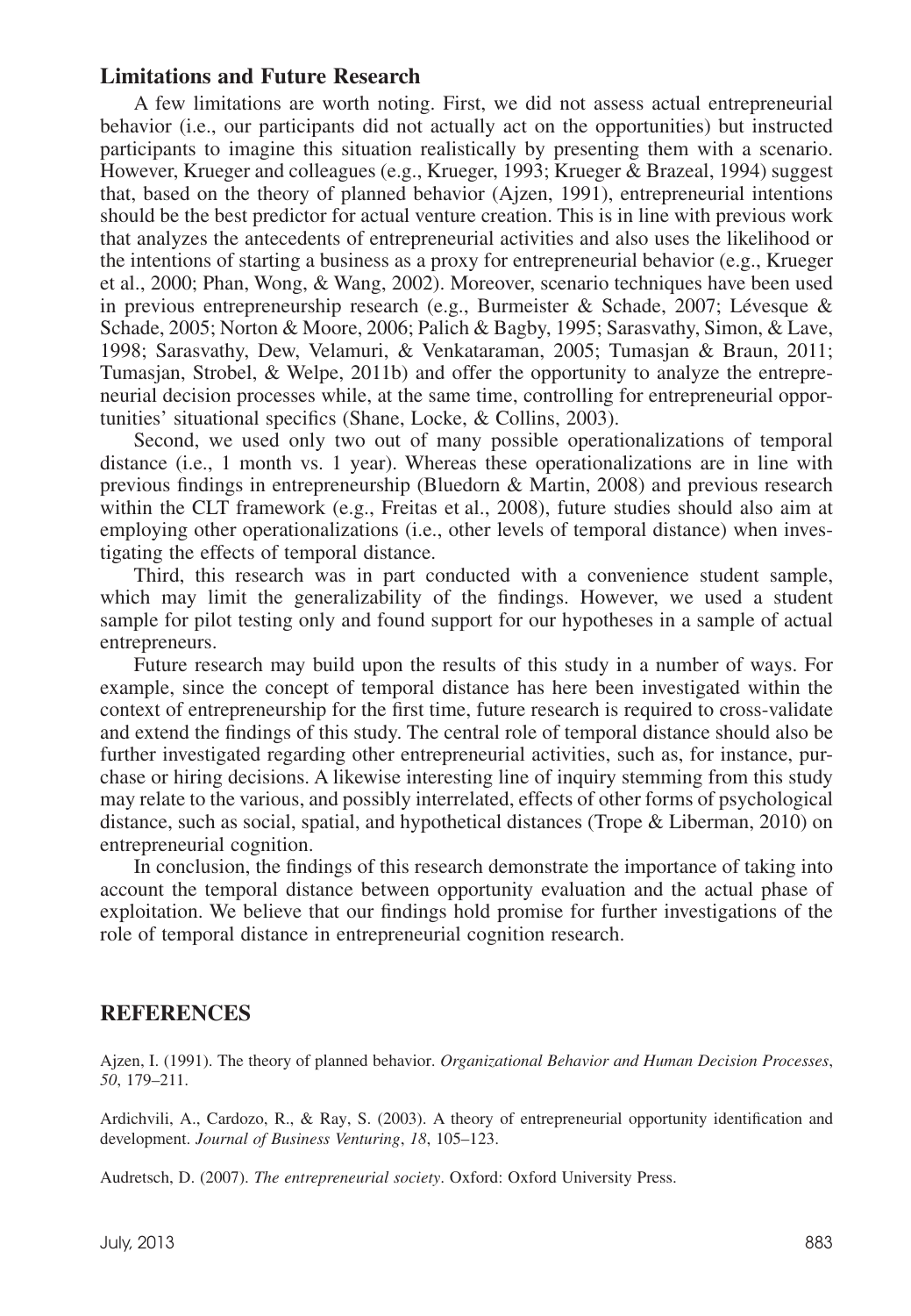## Limitations and Future Research

A few limitations are worth noting. First, we did not assess actual entrepreneurial behavior (i.e., our participants did not actually act on the opportunities) but instructed participants to imagine this situation realistically by presenting them with a scenario. However, Krueger and colleagues (e.g., Krueger, 1993; Krueger & Brazeal, 1994) suggest that, based on the theory of planned behavior (Ajzen, 1991), entrepreneurial intentions should be the best predictor for actual venture creation. This is in line with previous work that analyzes the antecedents of entrepreneurial activities and also uses the likelihood or the intentions of starting a business as a proxy for entrepreneurial behavior (e.g., Krueger et al., 2000; Phan, Wong, & Wang, 2002). Moreover, scenario techniques have been used in previous entrepreneurship research (e.g., Burmeister & Schade, 2007; Lévesque & Schade, 2005; Norton & Moore, 2006; Palich & Bagby, 1995; Sarasvathy, Simon, & Lave, 1998; Sarasvathy, Dew, Velamuri, & Venkataraman, 2005; Tumasjan & Braun, 2011; Tumasjan, Strobel, & Welpe, 2011b) and offer the opportunity to analyze the entrepreneurial decision processes while, at the same time, controlling for entrepreneurial opportunities' situational specifics (Shane, Locke, & Collins, 2003).

Second, we used only two out of many possible operationalizations of temporal distance (i.e., 1 month vs. 1 year). Whereas these operationalizations are in line with previous findings in entrepreneurship (Bluedorn & Martin, 2008) and previous research within the CLT framework (e.g., Freitas et al., 2008), future studies should also aim at employing other operationalizations (i.e., other levels of temporal distance) when investigating the effects of temporal distance.

Third, this research was in part conducted with a convenience student sample, which may limit the generalizability of the findings. However, we used a student sample for pilot testing only and found support for our hypotheses in a sample of actual entrepreneurs.

Future research may build upon the results of this study in a number of ways. For example, since the concept of temporal distance has here been investigated within the context of entrepreneurship for the first time, future research is required to cross-validate and extend the findings of this study. The central role of temporal distance should also be further investigated regarding other entrepreneurial activities, such as, for instance, purchase or hiring decisions. A likewise interesting line of inquiry stemming from this study may relate to the various, and possibly interrelated, effects of other forms of psychological distance, such as social, spatial, and hypothetical distances (Trope & Liberman, 2010) on entrepreneurial cognition.

In conclusion, the findings of this research demonstrate the importance of taking into account the temporal distance between opportunity evaluation and the actual phase of exploitation. We believe that our findings hold promise for further investigations of the role of temporal distance in entrepreneurial cognition research.

## REFERENCES

Ajzen, I. (1991). The theory of planned behavior. *Organizational Behavior and Human Decision Processes*, *50*, 179–211.

Ardichvili, A., Cardozo, R., & Ray, S. (2003). A theory of entrepreneurial opportunity identification and development. *Journal of Business Venturing*, *18*, 105–123.

Audretsch, D. (2007). *The entrepreneurial society*. Oxford: Oxford University Press.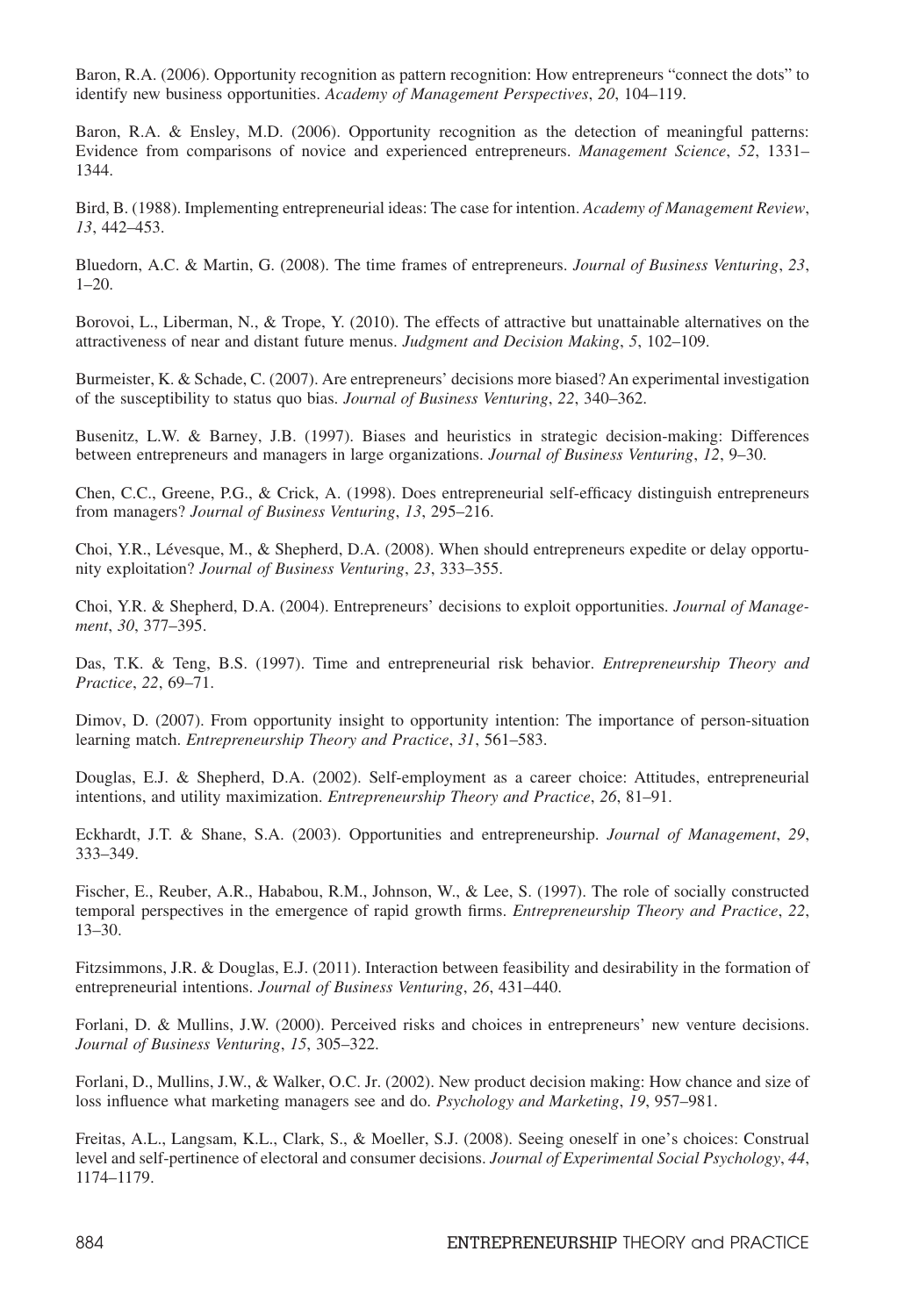Baron, R.A. (2006). Opportunity recognition as pattern recognition: How entrepreneurs "connect the dots" to identify new business opportunities. *Academy of Management Perspectives*, *20*, 104–119.

Baron, R.A. & Ensley, M.D. (2006). Opportunity recognition as the detection of meaningful patterns: Evidence from comparisons of novice and experienced entrepreneurs. *Management Science*, *52*, 1331–1344.

Bird, B. (1988). Implementing entrepreneurial ideas: The case for intention. *Academy of Management Review*, *13*, 442–453.

Bluedorn, A.C. & Martin, G. (2008). The time frames of entrepreneurs. *Journal of Business Venturing*, *23*, 1–20.

Borovoi, L., Liberman, N., & Trope, Y. (2010). The effects of attractive but unattainable alternatives on the attractiveness of near and distant future menus. *Judgment and Decision Making*, *5*, 102–109.

Burmeister, K. & Schade, C. (2007). Are entrepreneurs' decisions more biased? An experimental investigation of the susceptibility to status quo bias. *Journal of Business Venturing*, *22*, 340–362.

Busenitz, L.W. & Barney, J.B. (1997). Biases and heuristics in strategic decision-making: Differences between entrepreneurs and managers in large organizations. *Journal of Business Venturing*, *12*, 9–30.

Chen, C.C., Greene, P.G., & Crick, A. (1998). Does entrepreneurial self-efficacy distinguish entrepreneurs from managers? *Journal of Business Venturing*, *13*, 295–216.

Choi, Y.R., Lévesque, M., & Shepherd, D.A. (2008). When should entrepreneurs expedite or delay opportunity exploitation? *Journal of Business Venturing*, *23*, 333–355.

Choi, Y.R. & Shepherd, D.A. (2004). Entrepreneurs' decisions to exploit opportunities. *Journal of Management*, *30*, 377–395.

Das, T.K. & Teng, B.S. (1997). Time and entrepreneurial risk behavior. *Entrepreneurship Theory and Practice*, *22*, 69–71.

Dimov, D. (2007). From opportunity insight to opportunity intention: The importance of person-situation learning match. *Entrepreneurship Theory and Practice*, *31*, 561–583.

Douglas, E.J. & Shepherd, D.A. (2002). Self-employment as a career choice: Attitudes, entrepreneurial intentions, and utility maximization. *Entrepreneurship Theory and Practice*, *26*, 81–91.

Eckhardt, J.T. & Shane, S.A. (2003). Opportunities and entrepreneurship. *Journal of Management*, *29*, 333–349.

Fischer, E., Reuber, A.R., Hababou, R.M., Johnson, W., & Lee, S. (1997). The role of socially constructed temporal perspectives in the emergence of rapid growth firms. *Entrepreneurship Theory and Practice*, *22*, 13–30.

Fitzsimmons, J.R. & Douglas, E.J. (2011). Interaction between feasibility and desirability in the formation of entrepreneurial intentions. *Journal of Business Venturing*, *26*, 431–440.

Forlani, D. & Mullins, J.W. (2000). Perceived risks and choices in entrepreneurs' new venture decisions. *Journal of Business Venturing*, *15*, 305–322.

Forlani, D., Mullins, J.W., & Walker, O.C. Jr. (2002). New product decision making: How chance and size of loss influence what marketing managers see and do. *Psychology and Marketing*, *19*, 957–981.

Freitas, A.L., Langsam, K.L., Clark, S., & Moeller, S.J. (2008). Seeing oneself in one's choices: Construal level and self-pertinence of electoral and consumer decisions. *Journal of Experimental Social Psychology*, *44*, 1174–1179.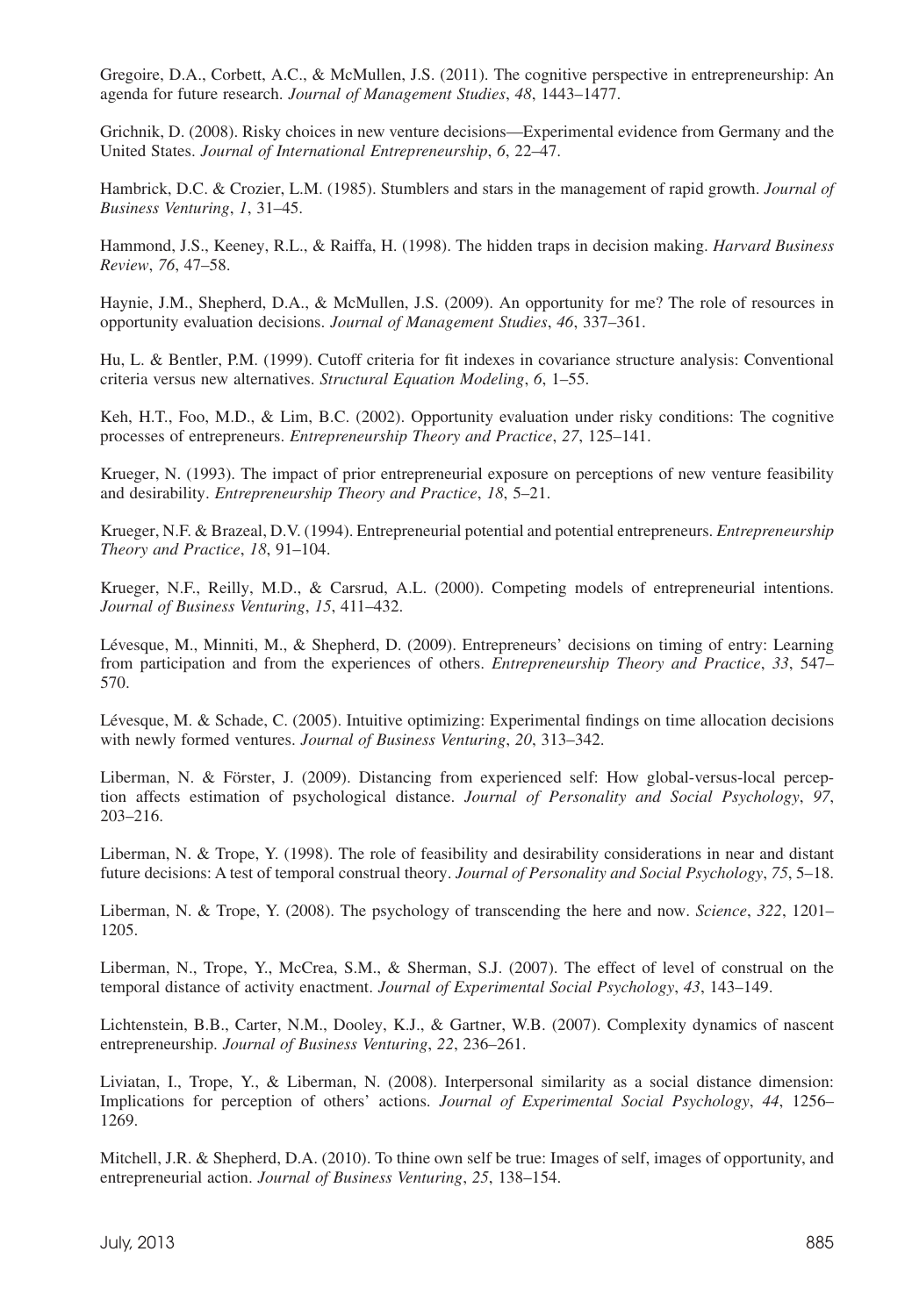Gregoire, D.A., Corbett, A.C., & McMullen, J.S. (2011). The cognitive perspective in entrepreneurship: An agenda for future research. *Journal of Management Studies*, *48*, 1443–1477.

Grichnik, D. (2008). Risky choices in new venture decisions—Experimental evidence from Germany and the United States. *Journal of International Entrepreneurship*, *6*, 22–47.

Hambrick, D.C. & Crozier, L.M. (1985). Stumblers and stars in the management of rapid growth. *Journal of Business Venturing*, *1*, 31–45.

Hammond, J.S., Keeney, R.L., & Raiffa, H. (1998). The hidden traps in decision making. *Harvard Business Review*, *76*, 47–58.

Haynie, J.M., Shepherd, D.A., & McMullen, J.S. (2009). An opportunity for me? The role of resources in opportunity evaluation decisions. *Journal of Management Studies*, *46*, 337–361.

Hu, L. & Bentler, P.M. (1999). Cutoff criteria for fit indexes in covariance structure analysis: Conventional criteria versus new alternatives. *Structural Equation Modeling*, *6*, 1–55.

Keh, H.T., Foo, M.D., & Lim, B.C. (2002). Opportunity evaluation under risky conditions: The cognitive processes of entrepreneurs. *Entrepreneurship Theory and Practice*, *27*, 125–141.

Krueger, N. (1993). The impact of prior entrepreneurial exposure on perceptions of new venture feasibility and desirability. *Entrepreneurship Theory and Practice*, *18*, 5–21.

Krueger, N.F. & Brazeal, D.V. (1994). Entrepreneurial potential and potential entrepreneurs. *Entrepreneurship Theory and Practice*, *18*, 91–104.

Krueger, N.F., Reilly, M.D., & Carsrud, A.L. (2000). Competing models of entrepreneurial intentions. *Journal of Business Venturing*, *15*, 411–432.

Lévesque, M., Minniti, M., & Shepherd, D. (2009). Entrepreneurs' decisions on timing of entry: Learning from participation and from the experiences of others. *Entrepreneurship Theory and Practice*, *33*, 547–570.

Lévesque, M. & Schade, C. (2005). Intuitive optimizing: Experimental findings on time allocation decisions with newly formed ventures. *Journal of Business Venturing*, *20*, 313–342.

Liberman, N. & Förster, J. (2009). Distancing from experienced self: How global-versus-local perception affects estimation of psychological distance. *Journal of Personality and Social Psychology*, *97*, 203–216.

Liberman, N. & Trope, Y. (1998). The role of feasibility and desirability considerations in near and distant future decisions: A test of temporal construal theory. *Journal of Personality and Social Psychology*, *75*, 5–18.

Liberman, N. & Trope, Y. (2008). The psychology of transcending the here and now. *Science*, *322*, 1201–1205.

Liberman, N., Trope, Y., McCrea, S.M., & Sherman, S.J. (2007). The effect of level of construal on the temporal distance of activity enactment. *Journal of Experimental Social Psychology*, *43*, 143–149.

Lichtenstein, B.B., Carter, N.M., Dooley, K.J., & Gartner, W.B. (2007). Complexity dynamics of nascent entrepreneurship. *Journal of Business Venturing*, *22*, 236–261.

Liviatan, I., Trope, Y., & Liberman, N. (2008). Interpersonal similarity as a social distance dimension: Implications for perception of others' actions. *Journal of Experimental Social Psychology*, *44*, 1256–1269.

Mitchell, J.R. & Shepherd, D.A. (2010). To thine own self be true: Images of self, images of opportunity, and entrepreneurial action. *Journal of Business Venturing*, *25*, 138–154.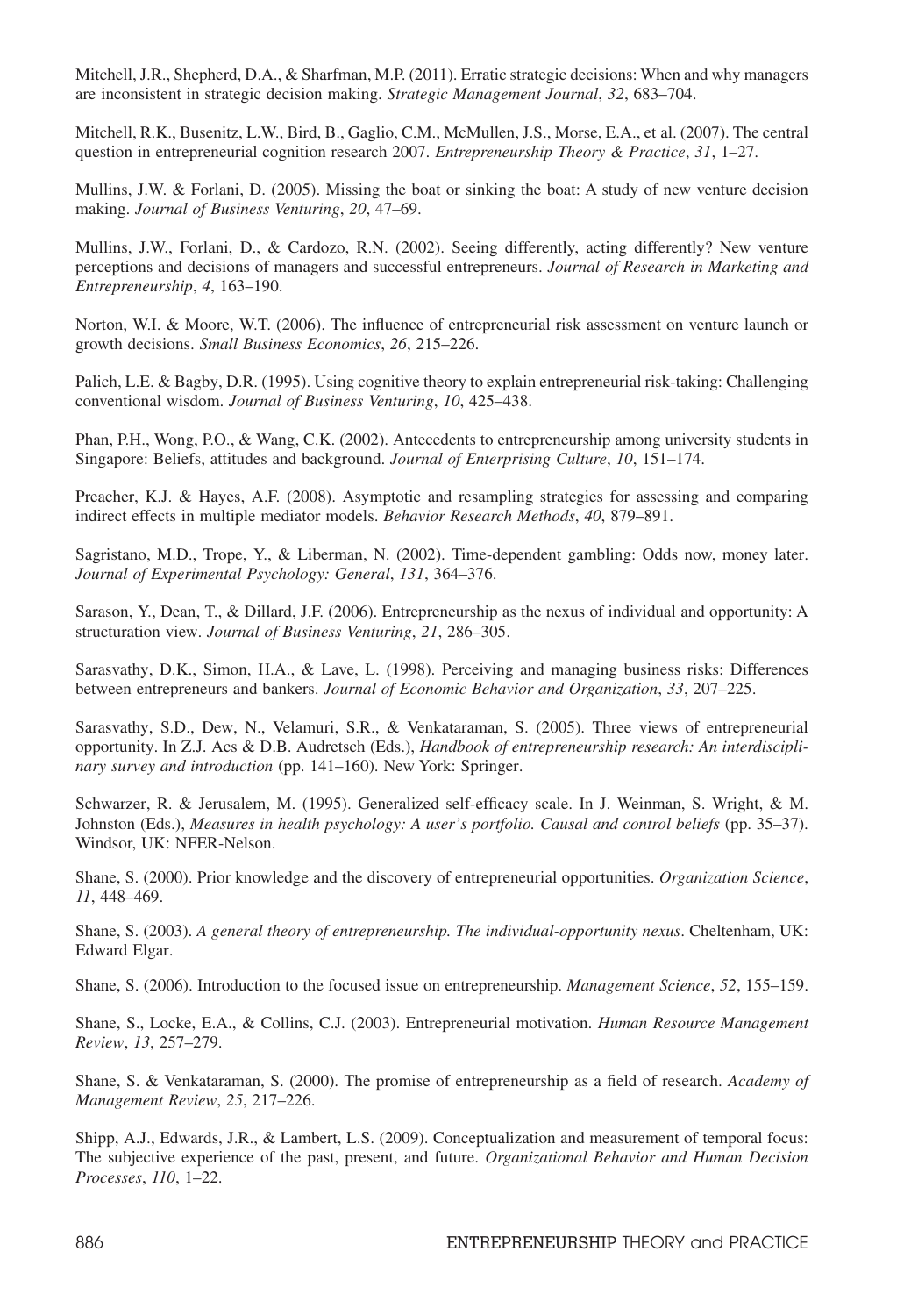Mitchell, J.R., Shepherd, D.A., & Sharfman, M.P. (2011). Erratic strategic decisions: When and why managers are inconsistent in strategic decision making. *Strategic Management Journal*, *32*, 683–704.

Mitchell, R.K., Busenitz, L.W., Bird, B., Gaglio, C.M., McMullen, J.S., Morse, E.A., et al. (2007). The central question in entrepreneurial cognition research 2007. *Entrepreneurship Theory & Practice*, *31*, 1–27.

Mullins, J.W. & Forlani, D. (2005). Missing the boat or sinking the boat: A study of new venture decision making. *Journal of Business Venturing*, *20*, 47–69.

Mullins, J.W., Forlani, D., & Cardozo, R.N. (2002). Seeing differently, acting differently? New venture perceptions and decisions of managers and successful entrepreneurs. *Journal of Research in Marketing and Entrepreneurship*, *4*, 163–190.

Norton, W.I. & Moore, W.T. (2006). The influence of entrepreneurial risk assessment on venture launch or growth decisions. *Small Business Economics*, *26*, 215–226.

Palich, L.E. & Bagby, D.R. (1995). Using cognitive theory to explain entrepreneurial risk-taking: Challenging conventional wisdom. *Journal of Business Venturing*, *10*, 425–438.

Phan, P.H., Wong, P.O., & Wang, C.K. (2002). Antecedents to entrepreneurship among university students in Singapore: Beliefs, attitudes and background. *Journal of Enterprising Culture*, *10*, 151–174.

Preacher, K.J. & Hayes, A.F. (2008). Asymptotic and resampling strategies for assessing and comparing indirect effects in multiple mediator models. *Behavior Research Methods*, *40*, 879–891.

Sagristano, M.D., Trope, Y., & Liberman, N. (2002). Time-dependent gambling: Odds now, money later. *Journal of Experimental Psychology: General*, *131*, 364–376.

Sarason, Y., Dean, T., & Dillard, J.F. (2006). Entrepreneurship as the nexus of individual and opportunity: A structuration view. *Journal of Business Venturing*, *21*, 286–305.

Sarasvathy, D.K., Simon, H.A., & Lave, L. (1998). Perceiving and managing business risks: Differences between entrepreneurs and bankers. *Journal of Economic Behavior and Organization*, *33*, 207–225.

Sarasvathy, S.D., Dew, N., Velamuri, S.R., & Venkataraman, S. (2005). Three views of entrepreneurial opportunity. In Z.J. Acs & D.B. Audretsch (Eds.), *Handbook of entrepreneurship research: An interdisciplinary survey and introduction* (pp. 141–160). New York: Springer.

Schwarzer, R. & Jerusalem, M. (1995). Generalized self-efficacy scale. In J. Weinman, S. Wright, & M. Johnston (Eds.), *Measures in health psychology: A user's portfolio. Causal and control beliefs* (pp. 35–37). Windsor, UK: NFER-Nelson.

Shane, S. (2000). Prior knowledge and the discovery of entrepreneurial opportunities. *Organization Science*, *11*, 448–469.

Shane, S. (2003). *A general theory of entrepreneurship. The individual-opportunity nexus*. Cheltenham, UK: Edward Elgar.

Shane, S. (2006). Introduction to the focused issue on entrepreneurship. *Management Science*, *52*, 155–159.

Shane, S., Locke, E.A., & Collins, C.J. (2003). Entrepreneurial motivation. *Human Resource Management Review*, *13*, 257–279.

Shane, S. & Venkataraman, S. (2000). The promise of entrepreneurship as a field of research. *Academy of Management Review*, *25*, 217–226.

Shipp, A.J., Edwards, J.R., & Lambert, L.S. (2009). Conceptualization and measurement of temporal focus: The subjective experience of the past, present, and future. *Organizational Behavior and Human Decision Processes*, *110*, 1–22.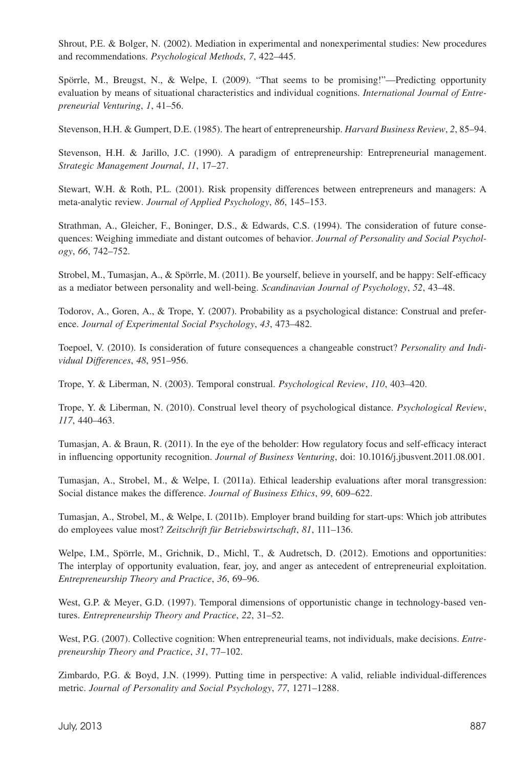Shrout, P.E. & Bolger, N. (2002). Mediation in experimental and nonexperimental studies: New procedures and recommendations. *Psychological Methods*, *7*, 422–445.

Spörrle, M., Breugst, N., & Welpe, I. (2009). "That seems to be promising!"—Predicting opportunity evaluation by means of situational characteristics and individual cognitions. *International Journal of Entrepreneurial Venturing*, *1*, 41–56.

Stevenson, H.H. & Gumpert, D.E. (1985). The heart of entrepreneurship. *Harvard Business Review*, *2*, 85–94.

Stevenson, H.H. & Jarillo, J.C. (1990). A paradigm of entrepreneurship: Entrepreneurial management. *Strategic Management Journal*, *11*, 17–27.

Stewart, W.H. & Roth, P.L. (2001). Risk propensity differences between entrepreneurs and managers: A meta-analytic review. *Journal of Applied Psychology*, *86*, 145–153.

Strathman, A., Gleicher, F., Boninger, D.S., & Edwards, C.S. (1994). The consideration of future consequences: Weighing immediate and distant outcomes of behavior. *Journal of Personality and Social Psychology*, *66*, 742–752.

Strobel, M., Tumasjan, A., & Spörrle, M. (2011). Be yourself, believe in yourself, and be happy: Self-efficacy as a mediator between personality and well-being. *Scandinavian Journal of Psychology*, *52*, 43–48.

Todorov, A., Goren, A., & Trope, Y. (2007). Probability as a psychological distance: Construal and preference. *Journal of Experimental Social Psychology*, *43*, 473–482.

Toepoel, V. (2010). Is consideration of future consequences a changeable construct? *Personality and Individual Differences*, *48*, 951–956.

Trope, Y. & Liberman, N. (2003). Temporal construal. *Psychological Review*, *110*, 403–420.

Trope, Y. & Liberman, N. (2010). Construal level theory of psychological distance. *Psychological Review*, *117*, 440–463.

Tumasjan, A. & Braun, R. (2011). In the eye of the beholder: How regulatory focus and self-efficacy interact in influencing opportunity recognition. *Journal of Business Venturing*, doi: 10.1016/j.jbusvent.2011.08.001.

Tumasjan, A., Strobel, M., & Welpe, I. (2011a). Ethical leadership evaluations after moral transgression: Social distance makes the difference. *Journal of Business Ethics*, *99*, 609–622.

Tumasjan, A., Strobel, M., & Welpe, I. (2011b). Employer brand building for start-ups: Which job attributes do employees value most? *Zeitschrift für Betriebswirtschaft*, *81*, 111–136.

Welpe, I.M., Spörrle, M., Grichnik, D., Michl, T., & Audretsch, D. (2012). Emotions and opportunities: The interplay of opportunity evaluation, fear, joy, and anger as antecedent of entrepreneurial exploitation. *Entrepreneurship Theory and Practice*, *36*, 69–96.

West, G.P. & Meyer, G.D. (1997). Temporal dimensions of opportunistic change in technology-based ventures. *Entrepreneurship Theory and Practice*, *22*, 31–52.

West, P.G. (2007). Collective cognition: When entrepreneurial teams, not individuals, make decisions. *Entrepreneurship Theory and Practice*, *31*, 77–102.

Zimbardo, P.G. & Boyd, J.N. (1999). Putting time in perspective: A valid, reliable individual-differences metric. *Journal of Personality and Social Psychology*, *77*, 1271–1288.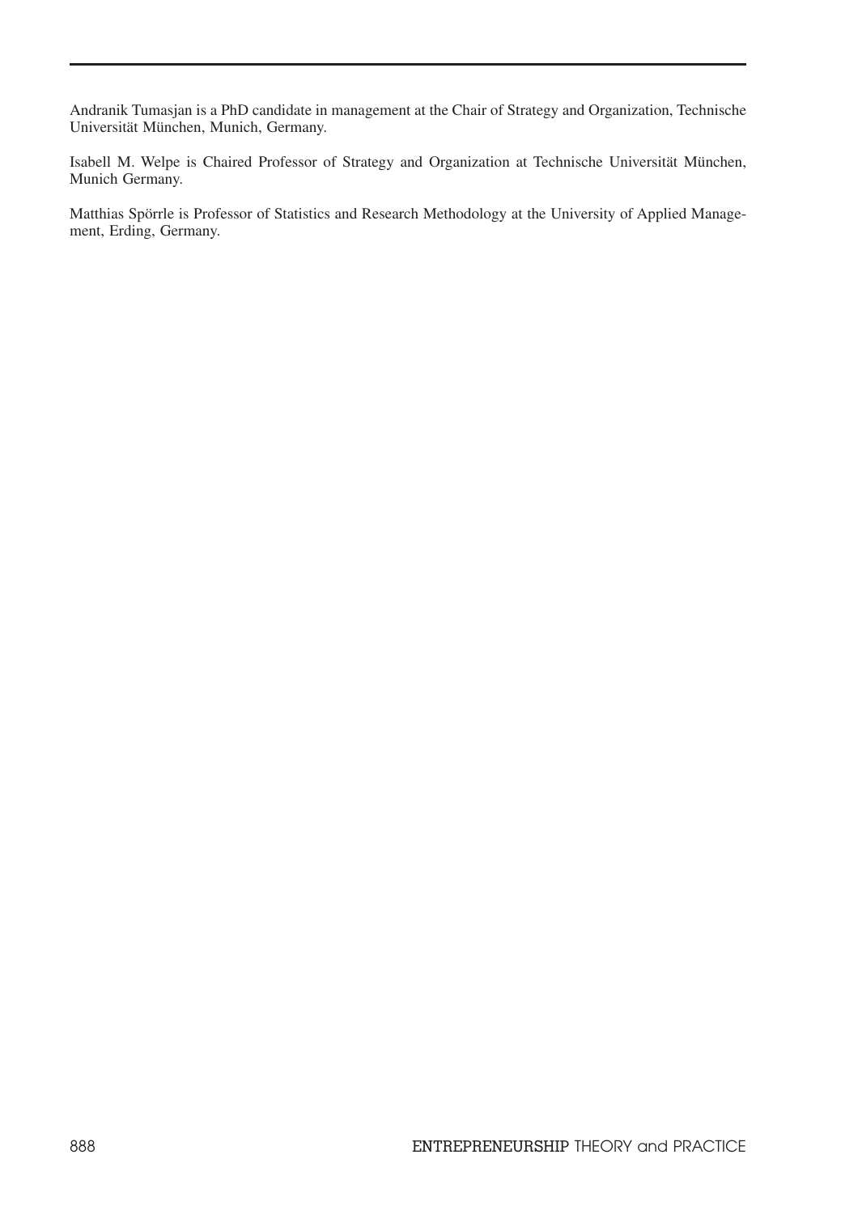Andranik Tumasjan is a PhD candidate in management at the Chair of Strategy and Organization, Technische Universität München, Munich, Germany.

Isabell M. Welpe is Chaired Professor of Strategy and Organization at Technische Universität München, Munich Germany.

Matthias Spörrle is Professor of Statistics and Research Methodology at the University of Applied Management, Erding, Germany.